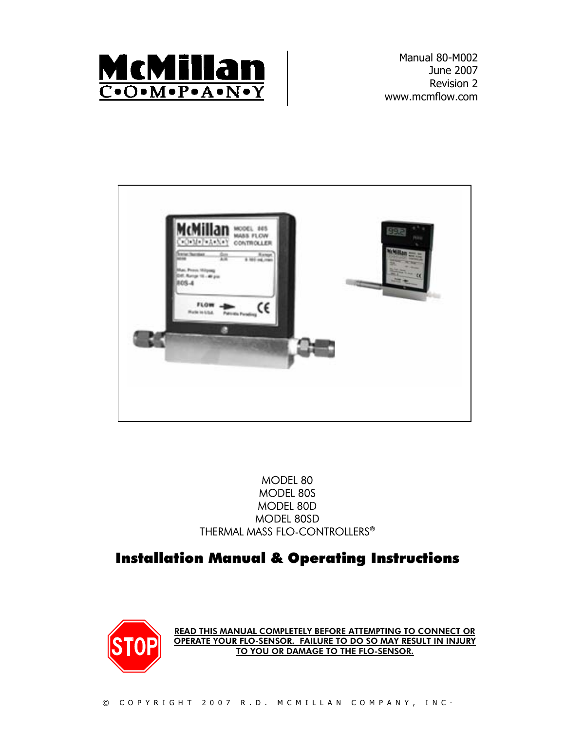McMillan
C•O•M•P•A•N•Y

Manual 80-M002
June 2007
Revision 2
www.mcmflow.com

MODEL 80
MODEL 80S
MODEL 80D
MODEL 80SD
THERMAL MASS FLO-CONTROLLERS®

# Installation Manual & Operating Instructions

STOP

**READ THIS MANUAL COMPLETELY BEFORE ATTEMPTING TO CONNECT OR OPERATE YOUR FLO-SENSOR. FAILURE TO DO SO MAY RESULT IN INJURY TO YOU OR DAMAGE TO THE FLO-SENSOR.**

© COPYRIGHT 2007 R.D. MCMILLAN COMPANY, INC-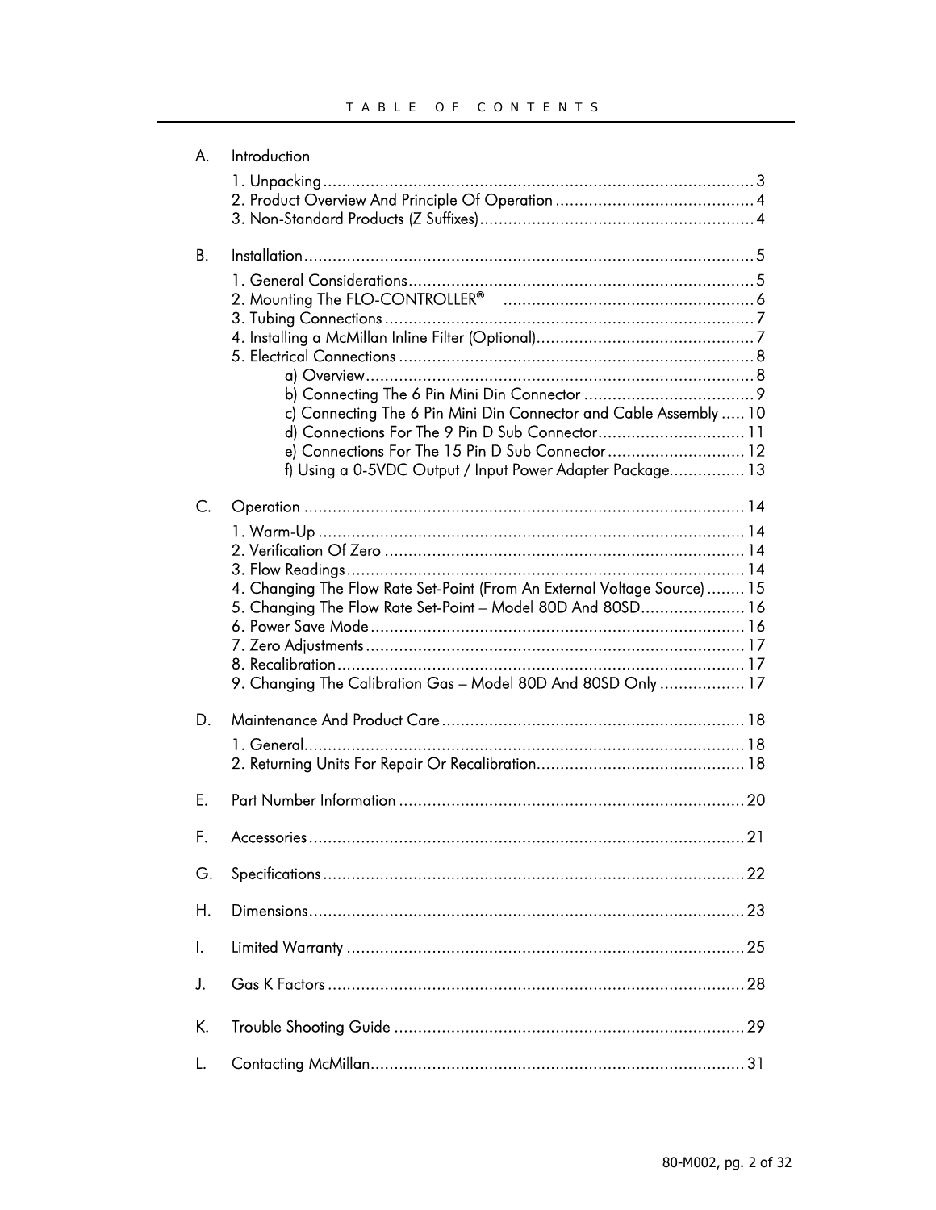# TABLE OF CONTENTS

A. Introduction

1. Unpacking .......... 3
2. Product Overview And Principle Of Operation .......... 4
3. Non-Standard Products (Z Suffixes) .......... 4

B. Installation .......... 5

1. General Considerations .......... 5
2. Mounting The FLO-CONTROLLER® .......... 6
3. Tubing Connections .......... 7
4. Installing a McMillan Inline Filter (Optional) .......... 7
5. Electrical Connections .......... 8
    - a) Overview .......... 8
    - b) Connecting The 6 Pin Mini Din Connector .......... 9
    - c) Connecting The 6 Pin Mini Din Connector and Cable Assembly .......... 10
    - d) Connections For The 9 Pin D Sub Connector .......... 11
    - e) Connections For The 15 Pin D Sub Connector .......... 12
    - f) Using a 0-5VDC Output / Input Power Adapter Package .......... 13

C. Operation .......... 14

1. Warm-Up .......... 14
2. Verification Of Zero .......... 14
3. Flow Readings .......... 14
4. Changing The Flow Rate Set-Point (From An External Voltage Source) .......... 15
5. Changing The Flow Rate Set-Point – Model 80D And 80SD .......... 16
6. Power Save Mode .......... 16
7. Zero Adjustments .......... 17
8. Recalibration .......... 17
9. Changing The Calibration Gas – Model 80D And 80SD Only .......... 17

D. Maintenance And Product Care .......... 18

1. General .......... 18
2. Returning Units For Repair Or Recalibration .......... 18

E. Part Number Information .......... 20

F. Accessories .......... 21

G. Specifications .......... 22

H. Dimensions .......... 23

I. Limited Warranty .......... 25

J. Gas K Factors .......... 28

K. Trouble Shooting Guide .......... 29

L. Contacting McMillan .......... 31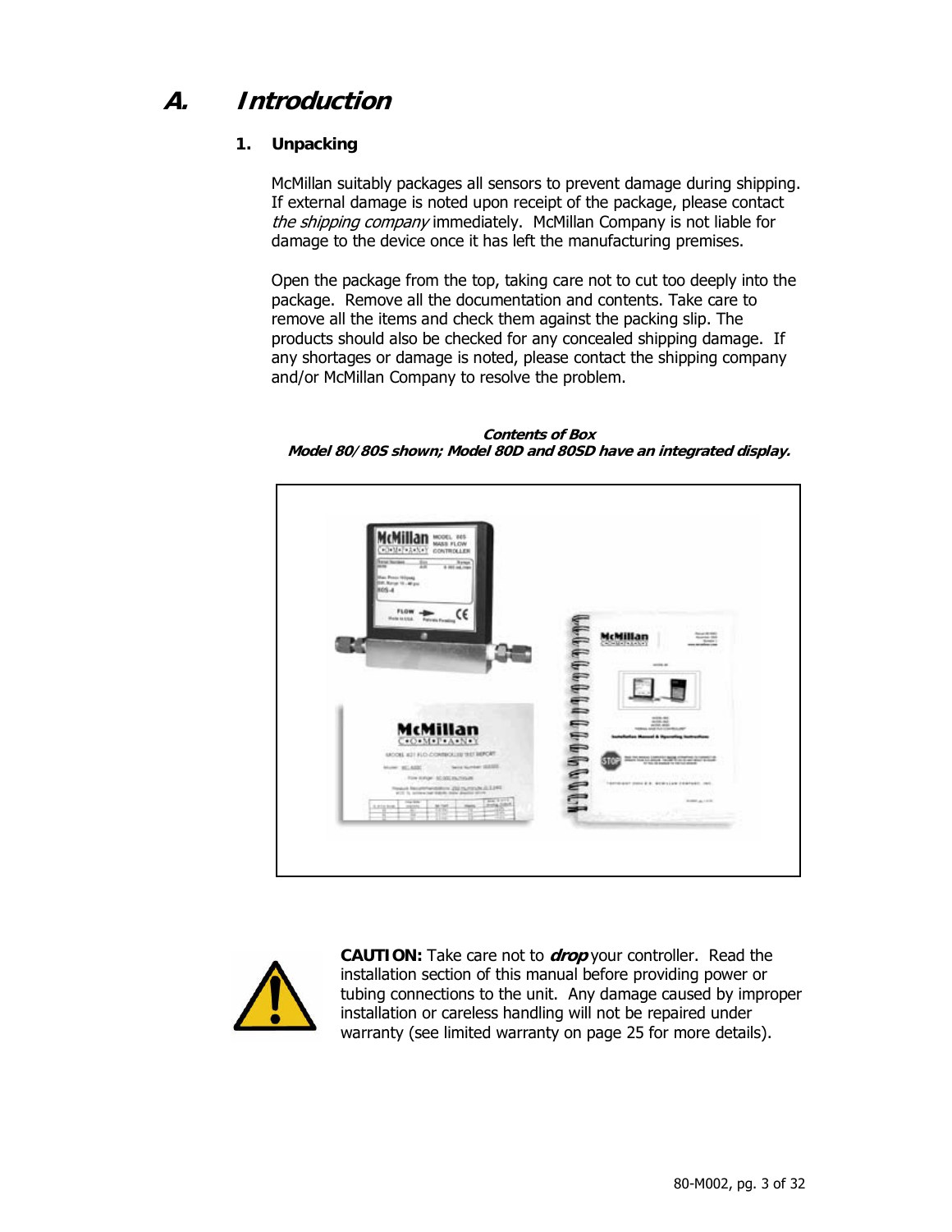# A. Introduction

## 1. Unpacking

McMillan suitably packages all sensors to prevent damage during shipping. If external damage is noted upon receipt of the package, please contact *the shipping company* immediately. McMillan Company is not liable for damage to the device once it has left the manufacturing premises.

Open the package from the top, taking care not to cut too deeply into the package. Remove all the documentation and contents. Take care to remove all the items and check them against the packing slip. The products should also be checked for any concealed shipping damage. If any shortages or damage is noted, please contact the shipping company and/or McMillan Company to resolve the problem.

***Contents of Box***
***Model 80/80S shown; Model 80D and 80SD have an integrated display.***

**CAUTION:** Take care not to ***drop*** your controller. Read the installation section of this manual before providing power or tubing connections to the unit. Any damage caused by improper installation or careless handling will not be repaired under warranty (see limited warranty on page 25 for more details).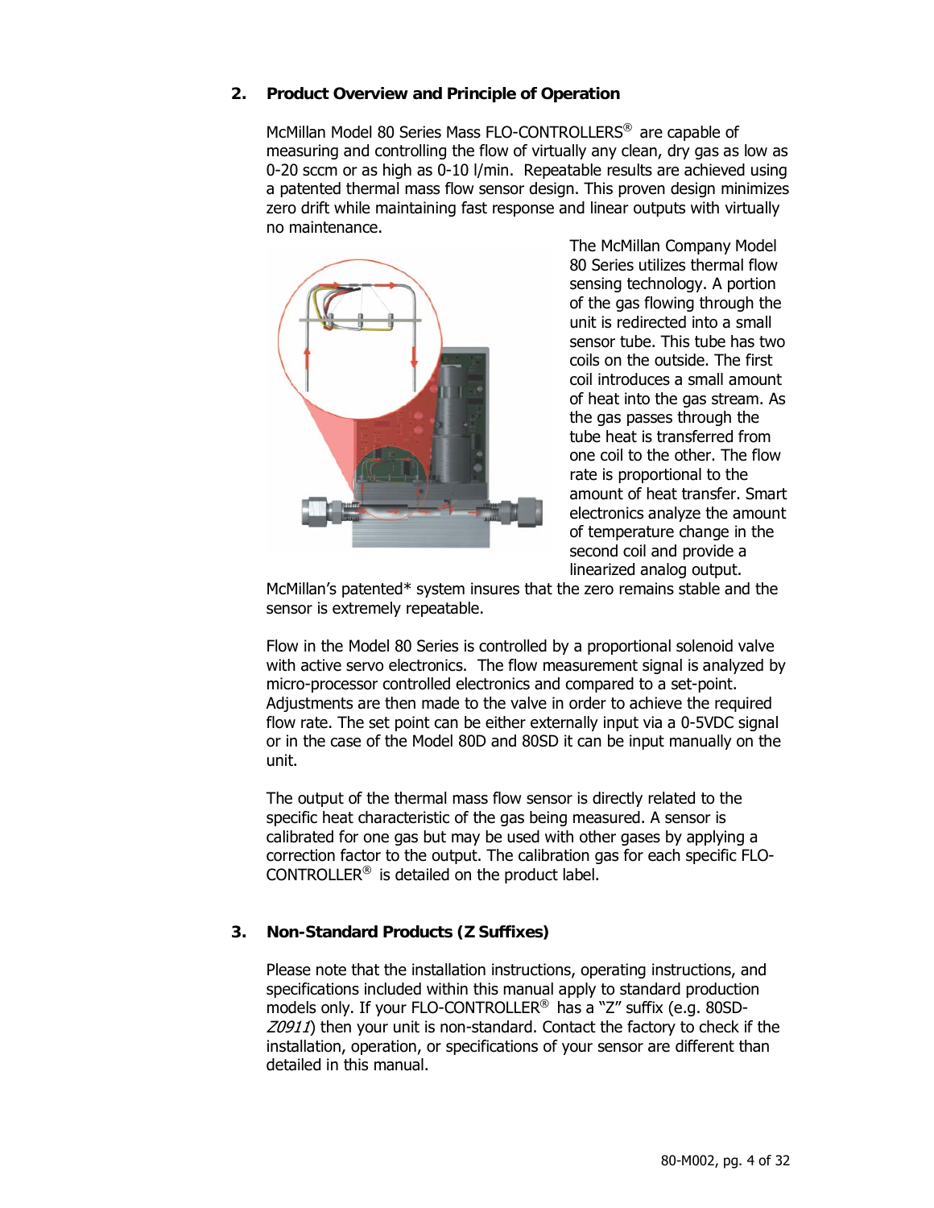## 2. Product Overview and Principle of Operation

McMillan Model 80 Series Mass FLO-CONTROLLERS® are capable of measuring and controlling the flow of virtually any clean, dry gas as low as 0-20 sccm or as high as 0-10 l/min. Repeatable results are achieved using a patented thermal mass flow sensor design. This proven design minimizes zero drift while maintaining fast response and linear outputs with virtually no maintenance.

The McMillan Company Model 80 Series utilizes thermal flow sensing technology. A portion of the gas flowing through the unit is redirected into a small sensor tube. This tube has two coils on the outside. The first coil introduces a small amount of heat into the gas stream. As the gas passes through the tube heat is transferred from one coil to the other. The flow rate is proportional to the amount of heat transfer. Smart electronics analyze the amount of temperature change in the second coil and provide a linearized analog output. McMillan's patented* system insures that the zero remains stable and the sensor is extremely repeatable.

Flow in the Model 80 Series is controlled by a proportional solenoid valve with active servo electronics. The flow measurement signal is analyzed by micro-processor controlled electronics and compared to a set-point. Adjustments are then made to the valve in order to achieve the required flow rate. The set point can be either externally input via a 0-5VDC signal or in the case of the Model 80D and 80SD it can be input manually on the unit.

The output of the thermal mass flow sensor is directly related to the specific heat characteristic of the gas being measured. A sensor is calibrated for one gas but may be used with other gases by applying a correction factor to the output. The calibration gas for each specific FLO-CONTROLLER® is detailed on the product label.

## 3. Non-Standard Products (Z Suffixes)

Please note that the installation instructions, operating instructions, and specifications included within this manual apply to standard production models only. If your FLO-CONTROLLER® has a "Z" suffix (e.g. 80SD-*Z0911*) then your unit is non-standard. Contact the factory to check if the installation, operation, or specifications of your sensor are different than detailed in this manual.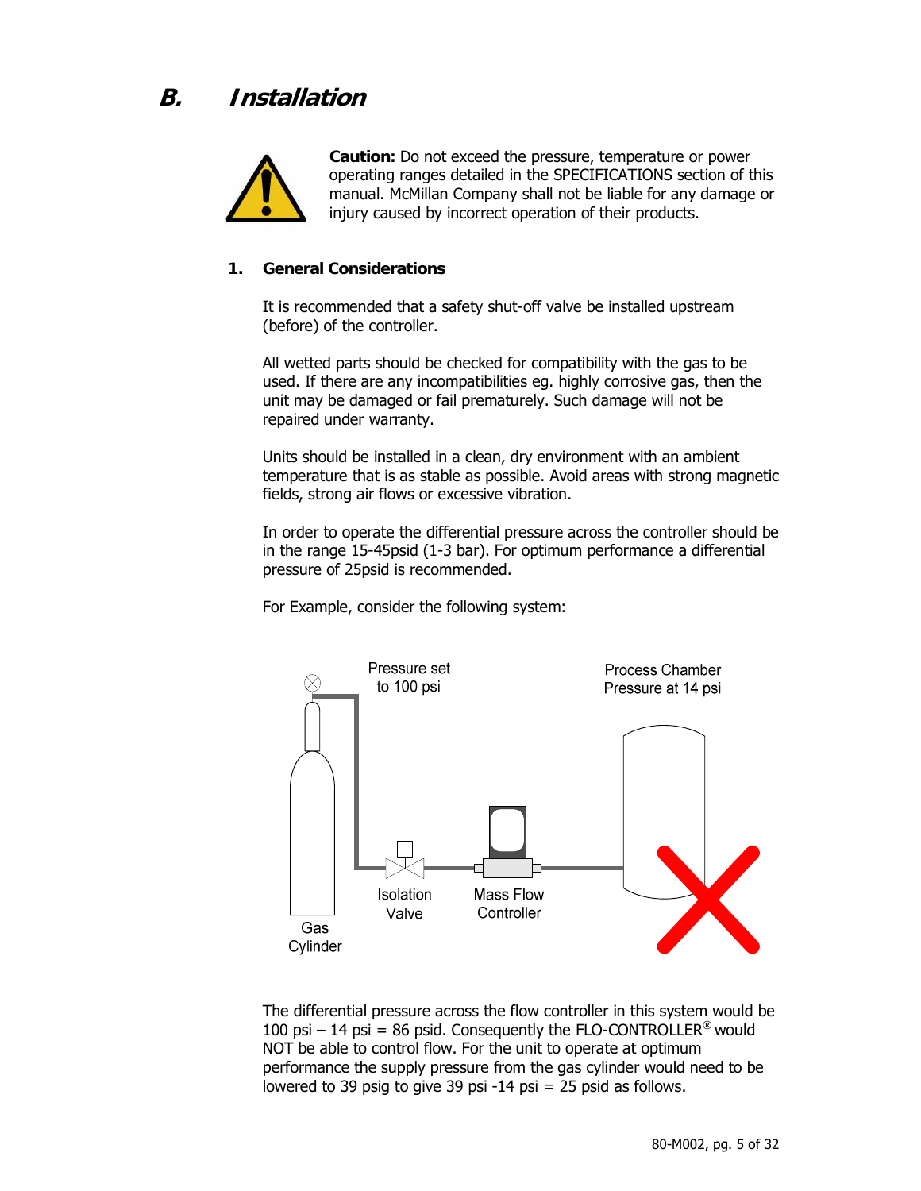## B. Installation

**Caution:** Do not exceed the pressure, temperature or power operating ranges detailed in the SPECIFICATIONS section of this manual. McMillan Company shall not be liable for any damage or injury caused by incorrect operation of their products.

### 1. General Considerations

It is recommended that a safety shut-off valve be installed upstream (before) of the controller.

All wetted parts should be checked for compatibility with the gas to be used. If there are any incompatibilities eg. highly corrosive gas, then the unit may be damaged or fail prematurely. Such damage will not be repaired under warranty.

Units should be installed in a clean, dry environment with an ambient temperature that is as stable as possible. Avoid areas with strong magnetic fields, strong air flows or excessive vibration.

In order to operate the differential pressure across the controller should be in the range 15-45psid (1-3 bar). For optimum performance a differential pressure of 25psid is recommended.

For Example, consider the following system:

Pressure set to 100 psi

Process Chamber Pressure at 14 psi

Gas Cylinder

Isolation Valve

Mass Flow Controller

The differential pressure across the flow controller in this system would be 100 psi – 14 psi = 86 psid. Consequently the FLO-CONTROLLER® would NOT be able to control flow. For the unit to operate at optimum performance the supply pressure from the gas cylinder would need to be lowered to 39 psig to give 39 psi -14 psi = 25 psid as follows.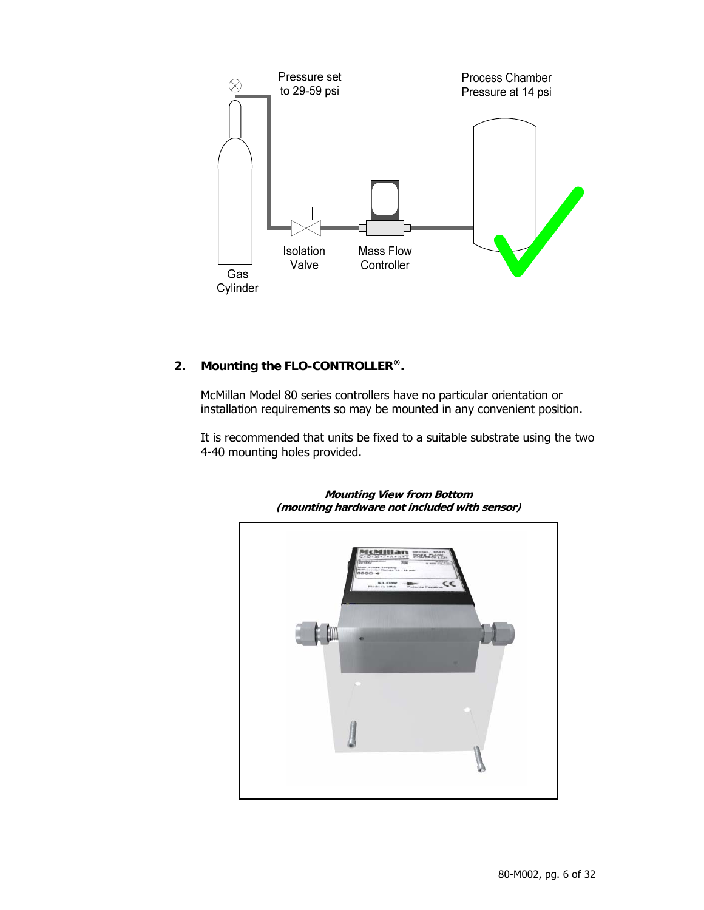Pressure set to 29-59 psi

Process Chamber Pressure at 14 psi

Gas Cylinder

Isolation Valve

Mass Flow Controller

## 2. Mounting the FLO-CONTROLLER®.

McMillan Model 80 series controllers have no particular orientation or installation requirements so may be mounted in any convenient position.

It is recommended that units be fixed to a suitable substrate using the two 4-40 mounting holes provided.

***Mounting View from Bottom***
***(mounting hardware not included with sensor)***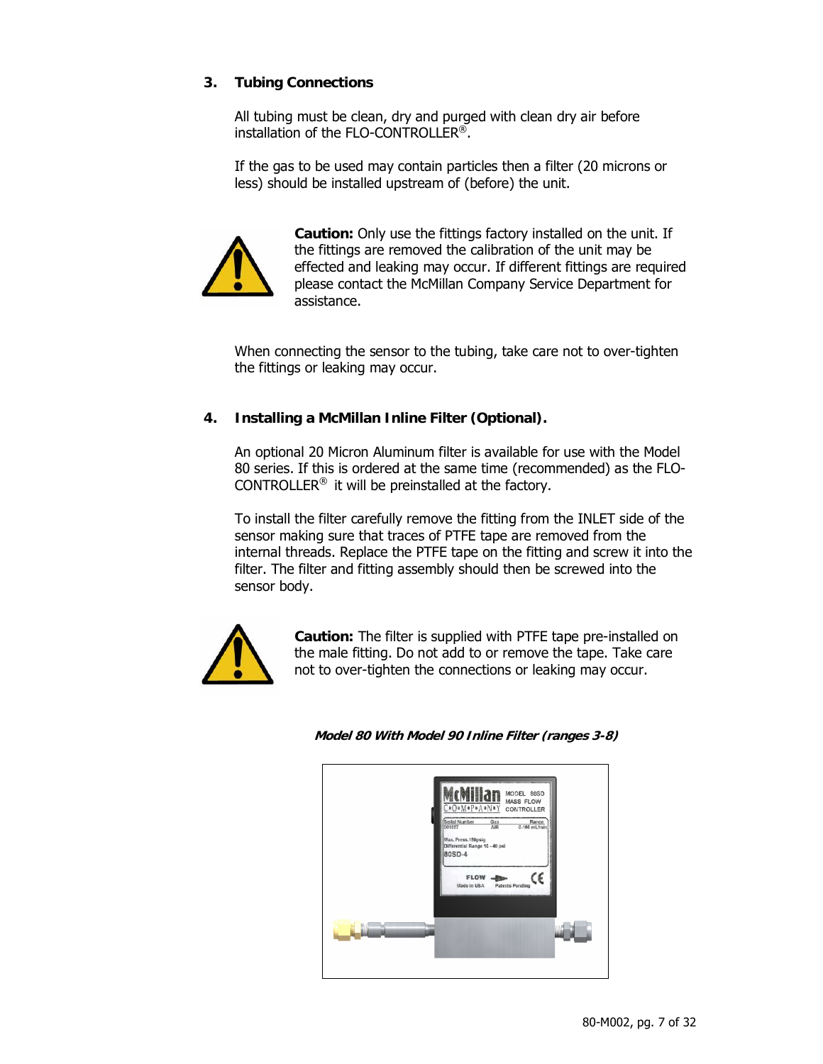## 3. Tubing Connections

All tubing must be clean, dry and purged with clean dry air before installation of the FLO-CONTROLLER®.

If the gas to be used may contain particles then a filter (20 microns or less) should be installed upstream of (before) the unit.

**Caution:** Only use the fittings factory installed on the unit. If the fittings are removed the calibration of the unit may be effected and leaking may occur. If different fittings are required please contact the McMillan Company Service Department for assistance.

When connecting the sensor to the tubing, take care not to over-tighten the fittings or leaking may occur.

## 4. Installing a McMillan Inline Filter (Optional).

An optional 20 Micron Aluminum filter is available for use with the Model 80 series. If this is ordered at the same time (recommended) as the FLO-CONTROLLER® it will be preinstalled at the factory.

To install the filter carefully remove the fitting from the INLET side of the sensor making sure that traces of PTFE tape are removed from the internal threads. Replace the PTFE tape on the fitting and screw it into the filter. The filter and fitting assembly should then be screwed into the sensor body.

**Caution:** The filter is supplied with PTFE tape pre-installed on the male fitting. Do not add to or remove the tape. Take care not to over-tighten the connections or leaking may occur.

***Model 80 With Model 90 Inline Filter (ranges 3-8)***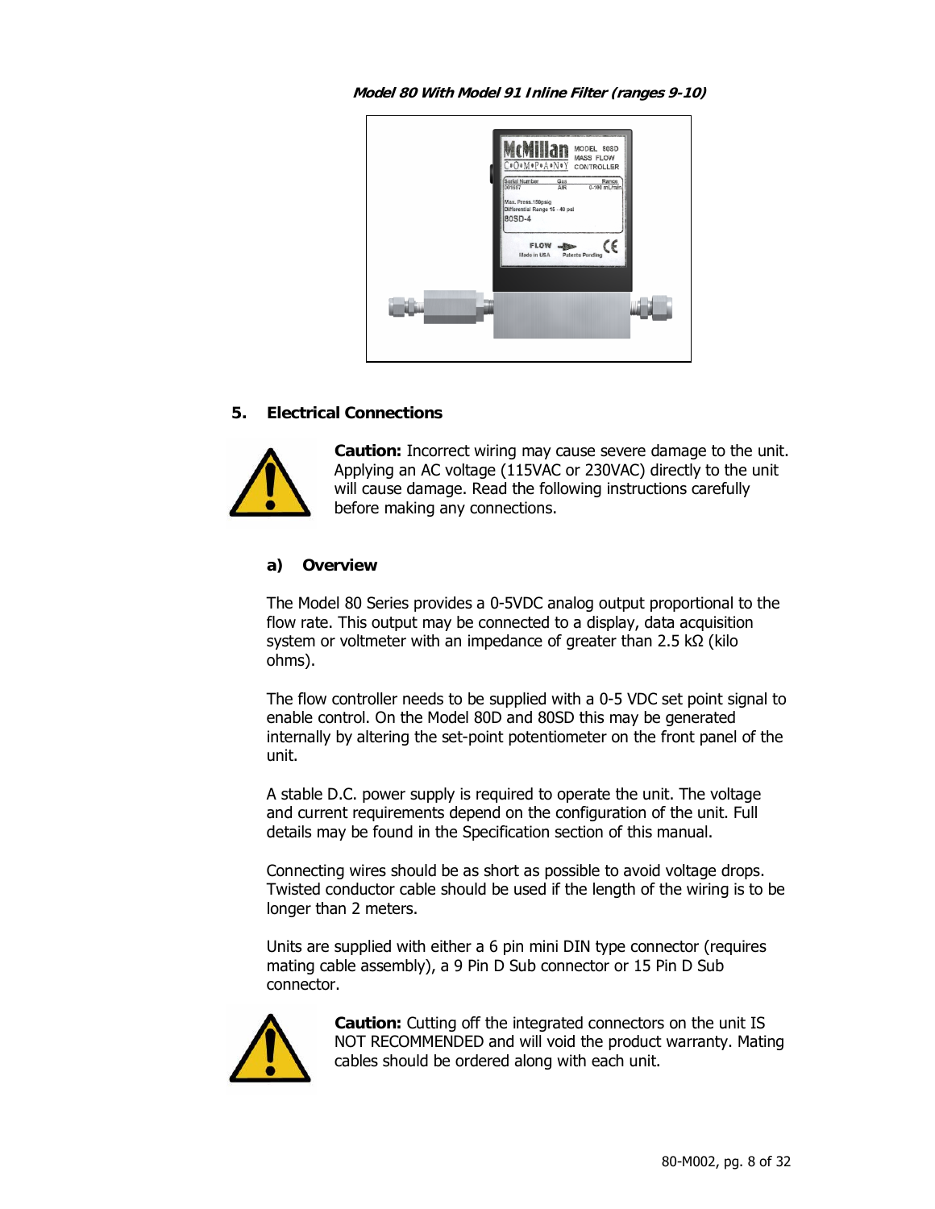*Model 80 With Model 91 Inline Filter (ranges 9-10)*

## 5. Electrical Connections

**Caution:** Incorrect wiring may cause severe damage to the unit. Applying an AC voltage (115VAC or 230VAC) directly to the unit will cause damage. Read the following instructions carefully before making any connections.

### a) Overview

The Model 80 Series provides a 0-5VDC analog output proportional to the flow rate. This output may be connected to a display, data acquisition system or voltmeter with an impedance of greater than 2.5 kΩ (kilo ohms).

The flow controller needs to be supplied with a 0-5 VDC set point signal to enable control. On the Model 80D and 80SD this may be generated internally by altering the set-point potentiometer on the front panel of the unit.

A stable D.C. power supply is required to operate the unit. The voltage and current requirements depend on the configuration of the unit. Full details may be found in the Specification section of this manual.

Connecting wires should be as short as possible to avoid voltage drops. Twisted conductor cable should be used if the length of the wiring is to be longer than 2 meters.

Units are supplied with either a 6 pin mini DIN type connector (requires mating cable assembly), a 9 Pin D Sub connector or 15 Pin D Sub connector.

**Caution:** Cutting off the integrated connectors on the unit IS NOT RECOMMENDED and will void the product warranty. Mating cables should be ordered along with each unit.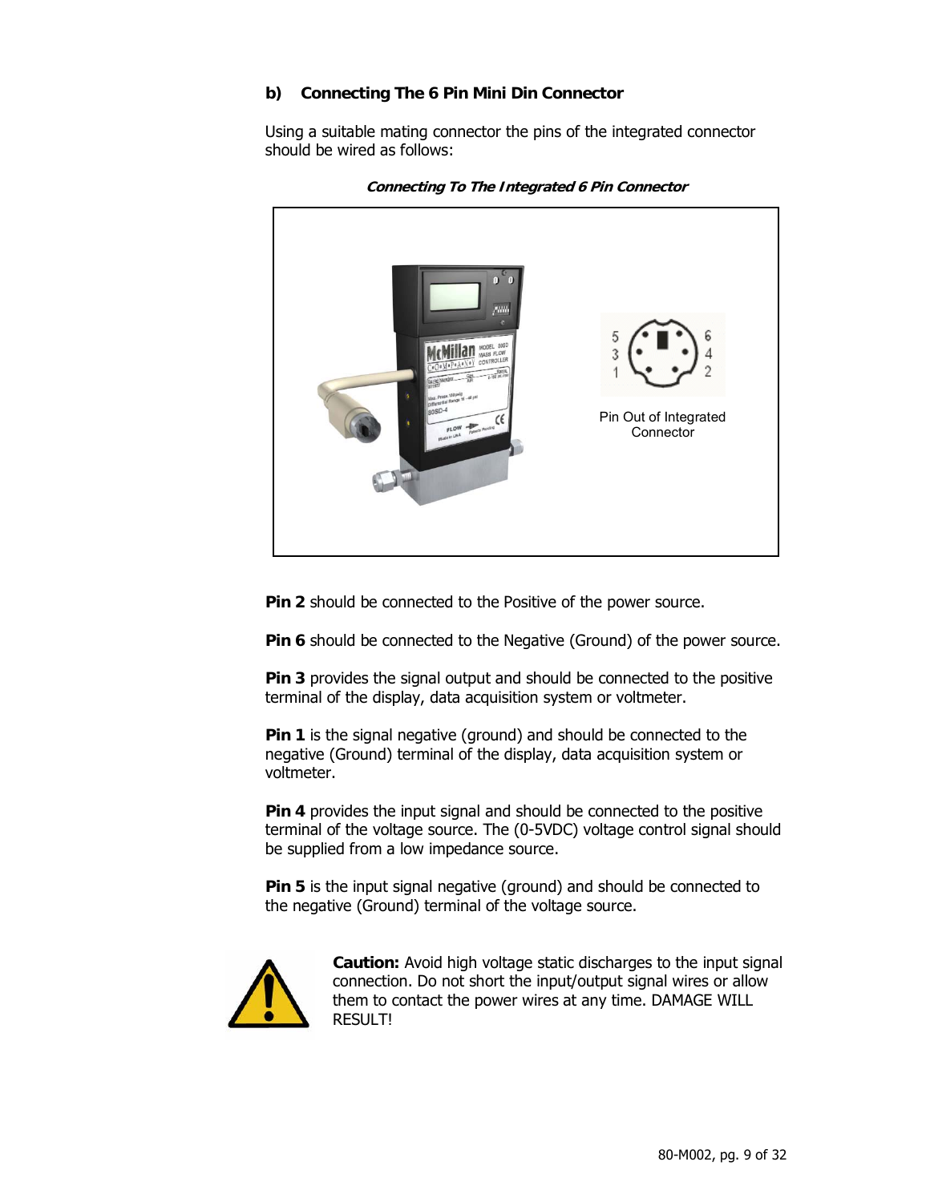### b) Connecting The 6 Pin Mini Din Connector

Using a suitable mating connector the pins of the integrated connector should be wired as follows:

***Connecting To The Integrated 6 Pin Connector***

Pin Out of Integrated Connector

**Pin 2** should be connected to the Positive of the power source.

**Pin 6** should be connected to the Negative (Ground) of the power source.

**Pin 3** provides the signal output and should be connected to the positive terminal of the display, data acquisition system or voltmeter.

**Pin 1** is the signal negative (ground) and should be connected to the negative (Ground) terminal of the display, data acquisition system or voltmeter.

**Pin 4** provides the input signal and should be connected to the positive terminal of the voltage source. The (0-5VDC) voltage control signal should be supplied from a low impedance source.

**Pin 5** is the input signal negative (ground) and should be connected to the negative (Ground) terminal of the voltage source.

**Caution:** Avoid high voltage static discharges to the input signal connection. Do not short the input/output signal wires or allow them to contact the power wires at any time. DAMAGE WILL RESULT!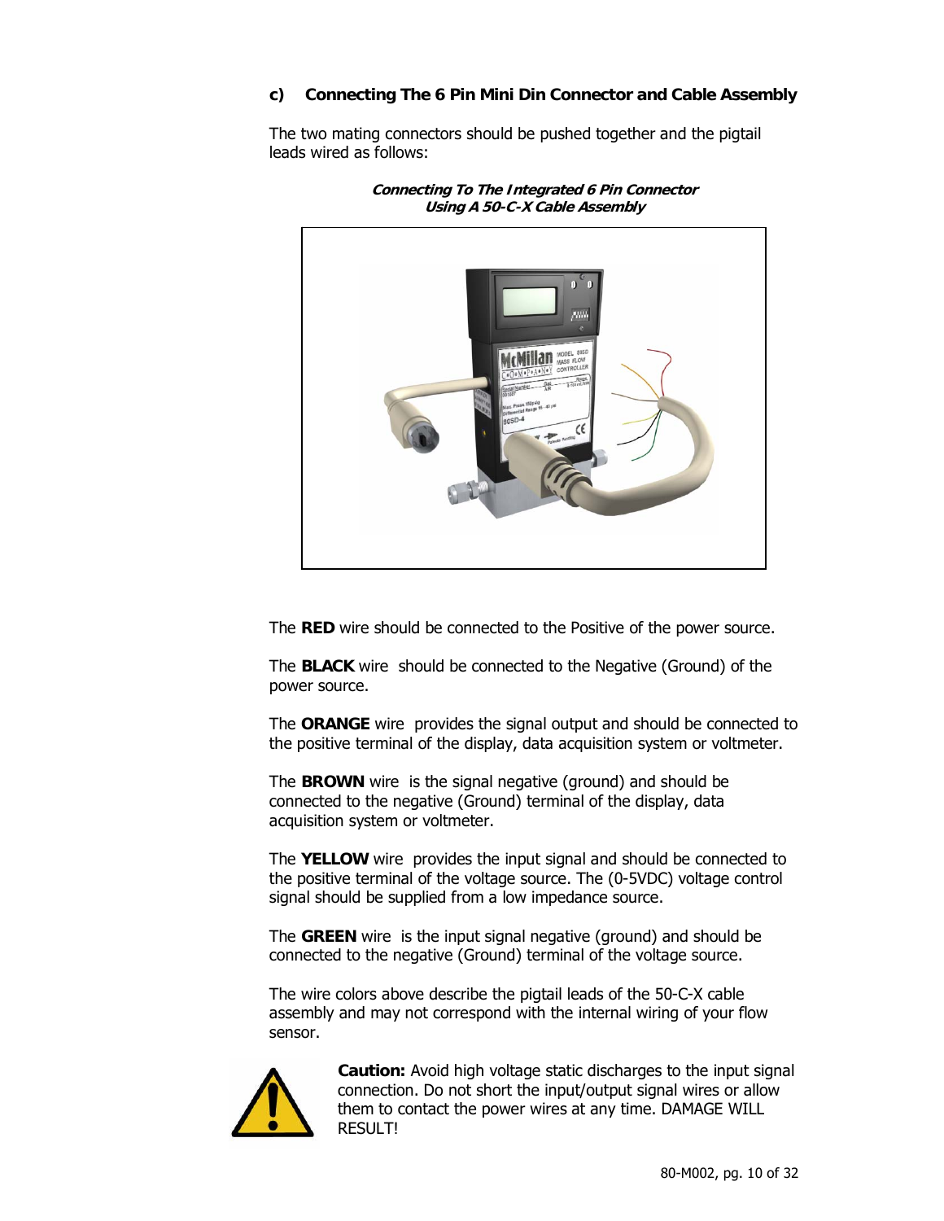### c) Connecting The 6 Pin Mini Din Connector and Cable Assembly

The two mating connectors should be pushed together and the pigtail leads wired as follows:

***Connecting To The Integrated 6 Pin Connector Using A 50-C-X Cable Assembly***

The **RED** wire should be connected to the Positive of the power source.

The **BLACK** wire should be connected to the Negative (Ground) of the power source.

The **ORANGE** wire provides the signal output and should be connected to the positive terminal of the display, data acquisition system or voltmeter.

The **BROWN** wire is the signal negative (ground) and should be connected to the negative (Ground) terminal of the display, data acquisition system or voltmeter.

The **YELLOW** wire provides the input signal and should be connected to the positive terminal of the voltage source. The (0-5VDC) voltage control signal should be supplied from a low impedance source.

The **GREEN** wire is the input signal negative (ground) and should be connected to the negative (Ground) terminal of the voltage source.

The wire colors above describe the pigtail leads of the 50-C-X cable assembly and may not correspond with the internal wiring of your flow sensor.

**Caution:** Avoid high voltage static discharges to the input signal connection. Do not short the input/output signal wires or allow them to contact the power wires at any time. DAMAGE WILL RESULT!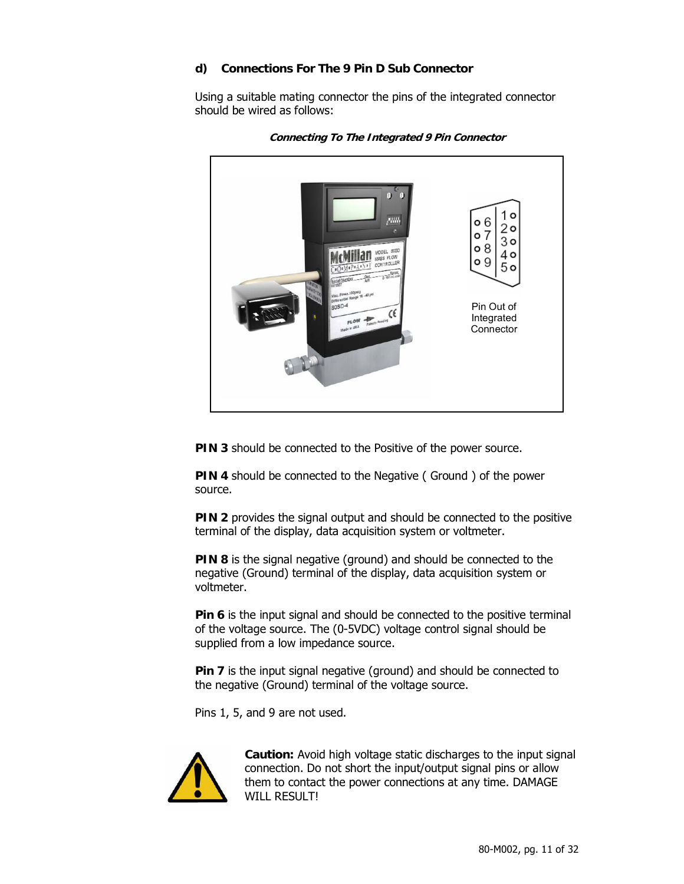#### d) Connections For The 9 Pin D Sub Connector

Using a suitable mating connector the pins of the integrated connector should be wired as follows:

***Connecting To The Integrated 9 Pin Connector***

Pin Out of Integrated Connector

**PIN 3** should be connected to the Positive of the power source.

**PIN 4** should be connected to the Negative ( Ground ) of the power source.

**PIN 2** provides the signal output and should be connected to the positive terminal of the display, data acquisition system or voltmeter.

**PIN 8** is the signal negative (ground) and should be connected to the negative (Ground) terminal of the display, data acquisition system or voltmeter.

**Pin 6** is the input signal and should be connected to the positive terminal of the voltage source. The (0-5VDC) voltage control signal should be supplied from a low impedance source.

**Pin 7** is the input signal negative (ground) and should be connected to the negative (Ground) terminal of the voltage source.

Pins 1, 5, and 9 are not used.

**Caution:** Avoid high voltage static discharges to the input signal connection. Do not short the input/output signal pins or allow them to contact the power connections at any time. DAMAGE WILL RESULT!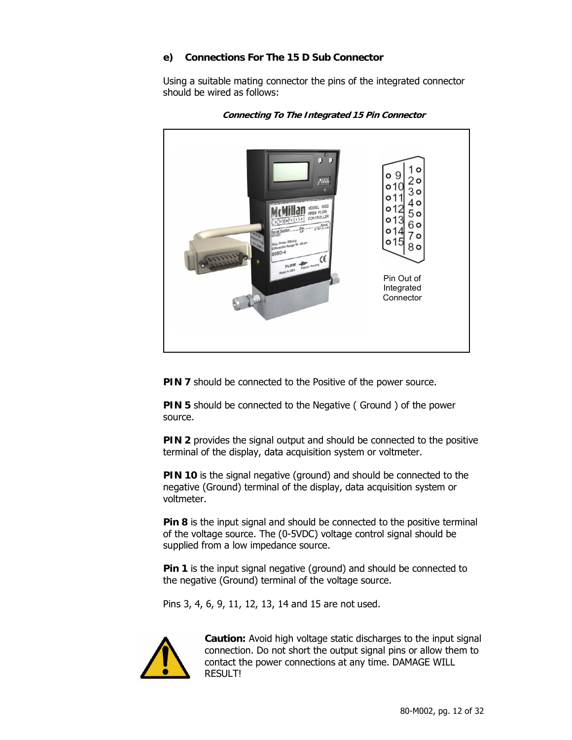### e) Connections For The 15 D Sub Connector

Using a suitable mating connector the pins of the integrated connector should be wired as follows:

***Connecting To The Integrated 15 Pin Connector***

Pin Out of Integrated Connector

**PIN 7** should be connected to the Positive of the power source.

**PIN 5** should be connected to the Negative ( Ground ) of the power source.

**PIN 2** provides the signal output and should be connected to the positive terminal of the display, data acquisition system or voltmeter.

**PIN 10** is the signal negative (ground) and should be connected to the negative (Ground) terminal of the display, data acquisition system or voltmeter.

**Pin 8** is the input signal and should be connected to the positive terminal of the voltage source. The (0-5VDC) voltage control signal should be supplied from a low impedance source.

**Pin 1** is the input signal negative (ground) and should be connected to the negative (Ground) terminal of the voltage source.

Pins 3, 4, 6, 9, 11, 12, 13, 14 and 15 are not used.

**Caution:** Avoid high voltage static discharges to the input signal connection. Do not short the output signal pins or allow them to contact the power connections at any time. DAMAGE WILL RESULT!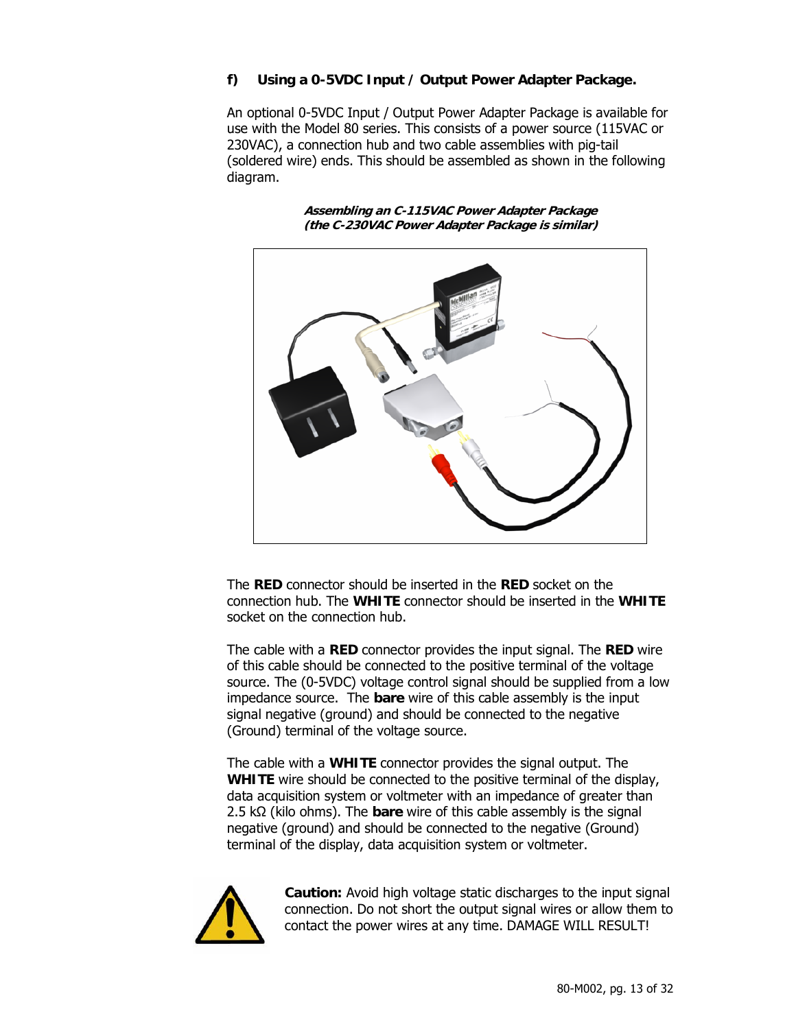### f) Using a 0-5VDC Input / Output Power Adapter Package.

An optional 0-5VDC Input / Output Power Adapter Package is available for use with the Model 80 series. This consists of a power source (115VAC or 230VAC), a connection hub and two cable assemblies with pig-tail (soldered wire) ends. This should be assembled as shown in the following diagram.

***Assembling an C-115VAC Power Adapter Package***
***(the C-230VAC Power Adapter Package is similar)***

The **RED** connector should be inserted in the **RED** socket on the connection hub. The **WHITE** connector should be inserted in the **WHITE** socket on the connection hub.

The cable with a **RED** connector provides the input signal. The **RED** wire of this cable should be connected to the positive terminal of the voltage source. The (0-5VDC) voltage control signal should be supplied from a low impedance source. The **bare** wire of this cable assembly is the input signal negative (ground) and should be connected to the negative (Ground) terminal of the voltage source.

The cable with a **WHITE** connector provides the signal output. The **WHITE** wire should be connected to the positive terminal of the display, data acquisition system or voltmeter with an impedance of greater than 2.5 kΩ (kilo ohms). The **bare** wire of this cable assembly is the signal negative (ground) and should be connected to the negative (Ground) terminal of the display, data acquisition system or voltmeter.

**Caution:** Avoid high voltage static discharges to the input signal connection. Do not short the output signal wires or allow them to contact the power wires at any time. DAMAGE WILL RESULT!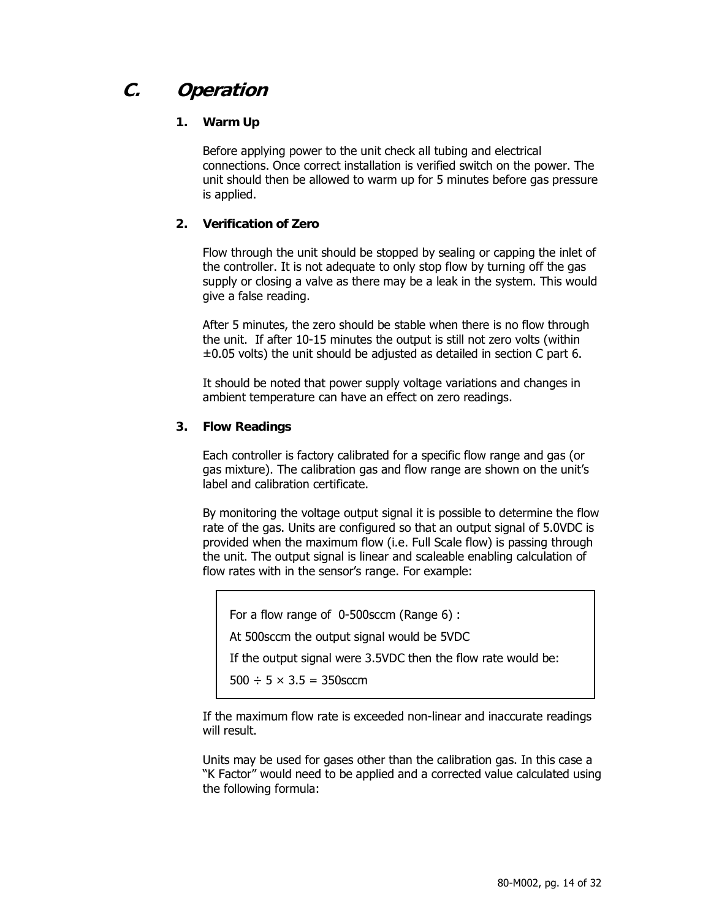## C. Operation

### 1. Warm Up

Before applying power to the unit check all tubing and electrical connections. Once correct installation is verified switch on the power. The unit should then be allowed to warm up for 5 minutes before gas pressure is applied.

### 2. Verification of Zero

Flow through the unit should be stopped by sealing or capping the inlet of the controller. It is not adequate to only stop flow by turning off the gas supply or closing a valve as there may be a leak in the system. This would give a false reading.

After 5 minutes, the zero should be stable when there is no flow through the unit. If after 10-15 minutes the output is still not zero volts (within ±0.05 volts) the unit should be adjusted as detailed in section C part 6.

It should be noted that power supply voltage variations and changes in ambient temperature can have an effect on zero readings.

### 3. Flow Readings

Each controller is factory calibrated for a specific flow range and gas (or gas mixture). The calibration gas and flow range are shown on the unit's label and calibration certificate.

By monitoring the voltage output signal it is possible to determine the flow rate of the gas. Units are configured so that an output signal of 5.0VDC is provided when the maximum flow (i.e. Full Scale flow) is passing through the unit. The output signal is linear and scaleable enabling calculation of flow rates with in the sensor's range. For example:

> For a flow range of 0-500sccm (Range 6) :
>
> At 500sccm the output signal would be 5VDC
>
> If the output signal were 3.5VDC then the flow rate would be:
>
> $500 \div 5 \times 3.5 = 350$sccm

If the maximum flow rate is exceeded non-linear and inaccurate readings will result.

Units may be used for gases other than the calibration gas. In this case a "K Factor" would need to be applied and a corrected value calculated using the following formula: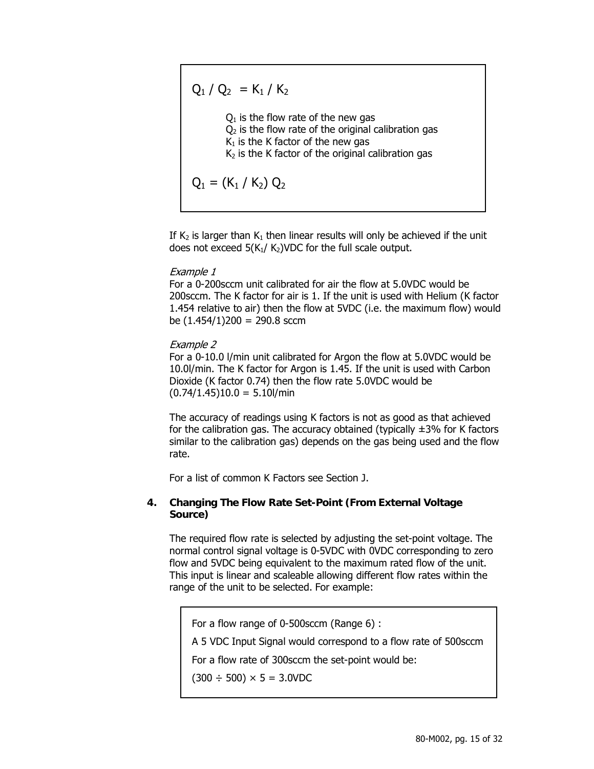$$Q_1 / Q_2 = K_1 / K_2$$

$Q_1$ is the flow rate of the new gas
$Q_2$ is the flow rate of the original calibration gas
$K_1$ is the K factor of the new gas
$K_2$ is the K factor of the original calibration gas

$$Q_1 = (K_1 / K_2)\, Q_2$$

If $K_2$ is larger than $K_1$ then linear results will only be achieved if the unit does not exceed $5(K_1/ K_2)$VDC for the full scale output.

*Example 1*
For a 0-200sccm unit calibrated for air the flow at 5.0VDC would be 200sccm. The K factor for air is 1. If the unit is used with Helium (K factor 1.454 relative to air) then the flow at 5VDC (i.e. the maximum flow) would be (1.454/1)200 = 290.8 sccm

*Example 2*
For a 0-10.0 l/min unit calibrated for Argon the flow at 5.0VDC would be 10.0l/min. The K factor for Argon is 1.45. If the unit is used with Carbon Dioxide (K factor 0.74) then the flow rate 5.0VDC would be (0.74/1.45)10.0 = 5.10l/min

The accuracy of readings using K factors is not as good as that achieved for the calibration gas. The accuracy obtained (typically ±3% for K factors similar to the calibration gas) depends on the gas being used and the flow rate.

For a list of common K Factors see Section J.

## 4. Changing The Flow Rate Set-Point (From External Voltage Source)

The required flow rate is selected by adjusting the set-point voltage. The normal control signal voltage is 0-5VDC with 0VDC corresponding to zero flow and 5VDC being equivalent to the maximum rated flow of the unit. This input is linear and scaleable allowing different flow rates within the range of the unit to be selected. For example:

For a flow range of 0-500sccm (Range 6) :

A 5 VDC Input Signal would correspond to a flow rate of 500sccm

For a flow rate of 300sccm the set-point would be:

$(300 \div 500) \times 5 = 3.0$VDC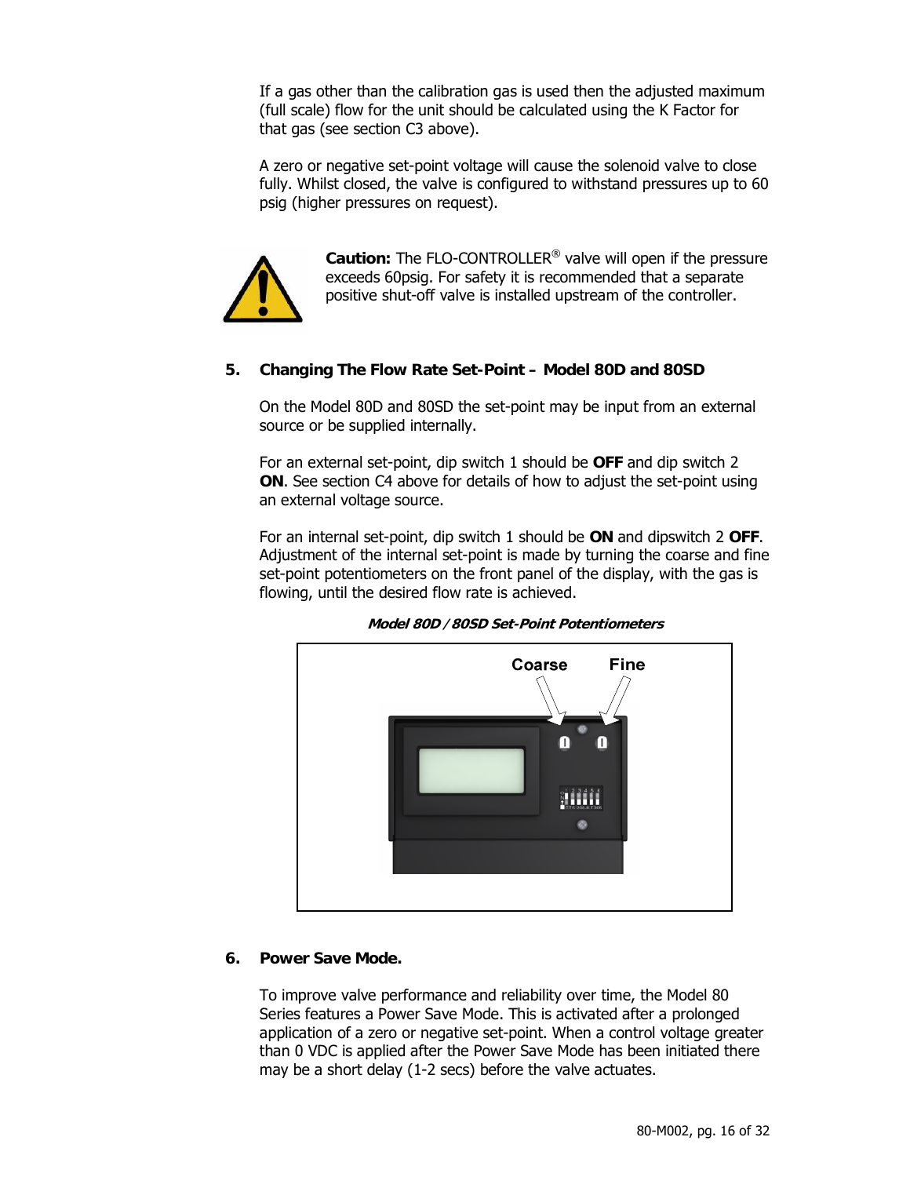If a gas other than the calibration gas is used then the adjusted maximum (full scale) flow for the unit should be calculated using the K Factor for that gas (see section C3 above).

A zero or negative set-point voltage will cause the solenoid valve to close fully. Whilst closed, the valve is configured to withstand pressures up to 60 psig (higher pressures on request).

**Caution:** The FLO-CONTROLLER® valve will open if the pressure exceeds 60psig. For safety it is recommended that a separate positive shut-off valve is installed upstream of the controller.

## 5. Changing The Flow Rate Set-Point – Model 80D and 80SD

On the Model 80D and 80SD the set-point may be input from an external source or be supplied internally.

For an external set-point, dip switch 1 should be **OFF** and dip switch 2 **ON**. See section C4 above for details of how to adjust the set-point using an external voltage source.

For an internal set-point, dip switch 1 should be **ON** and dipswitch 2 **OFF**. Adjustment of the internal set-point is made by turning the coarse and fine set-point potentiometers on the front panel of the display, with the gas is flowing, until the desired flow rate is achieved.

***Model 80D / 80SD Set-Point Potentiometers***

Coarse    Fine

## 6. Power Save Mode.

To improve valve performance and reliability over time, the Model 80 Series features a Power Save Mode. This is activated after a prolonged application of a zero or negative set-point. When a control voltage greater than 0 VDC is applied after the Power Save Mode has been initiated there may be a short delay (1-2 secs) before the valve actuates.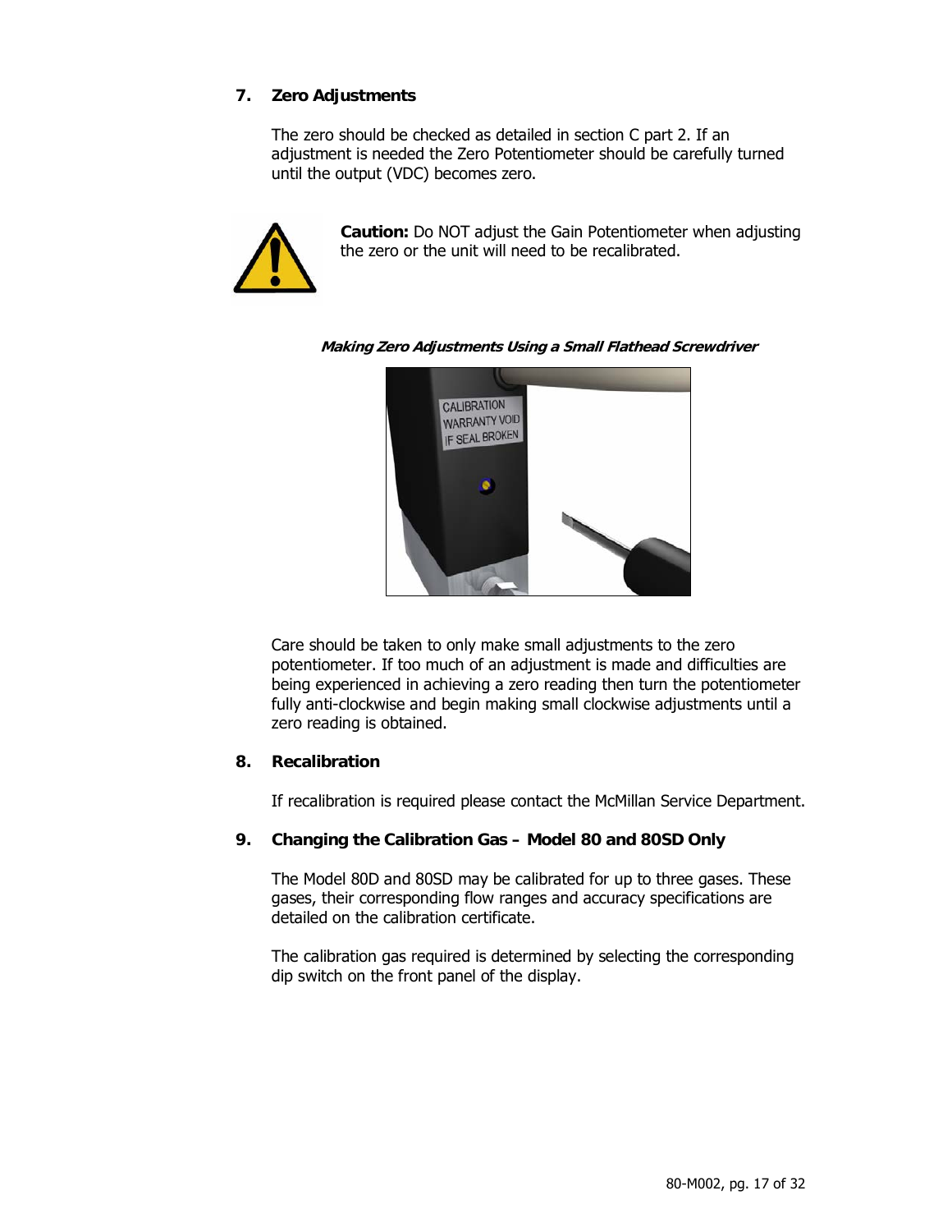## 7. Zero Adjustments

The zero should be checked as detailed in section C part 2. If an adjustment is needed the Zero Potentiometer should be carefully turned until the output (VDC) becomes zero.

**Caution:** Do NOT adjust the Gain Potentiometer when adjusting the zero or the unit will need to be recalibrated.

***Making Zero Adjustments Using a Small Flathead Screwdriver***

Care should be taken to only make small adjustments to the zero potentiometer. If too much of an adjustment is made and difficulties are being experienced in achieving a zero reading then turn the potentiometer fully anti-clockwise and begin making small clockwise adjustments until a zero reading is obtained.

## 8. Recalibration

If recalibration is required please contact the McMillan Service Department.

## 9. Changing the Calibration Gas – Model 80 and 80SD Only

The Model 80D and 80SD may be calibrated for up to three gases. These gases, their corresponding flow ranges and accuracy specifications are detailed on the calibration certificate.

The calibration gas required is determined by selecting the corresponding dip switch on the front panel of the display.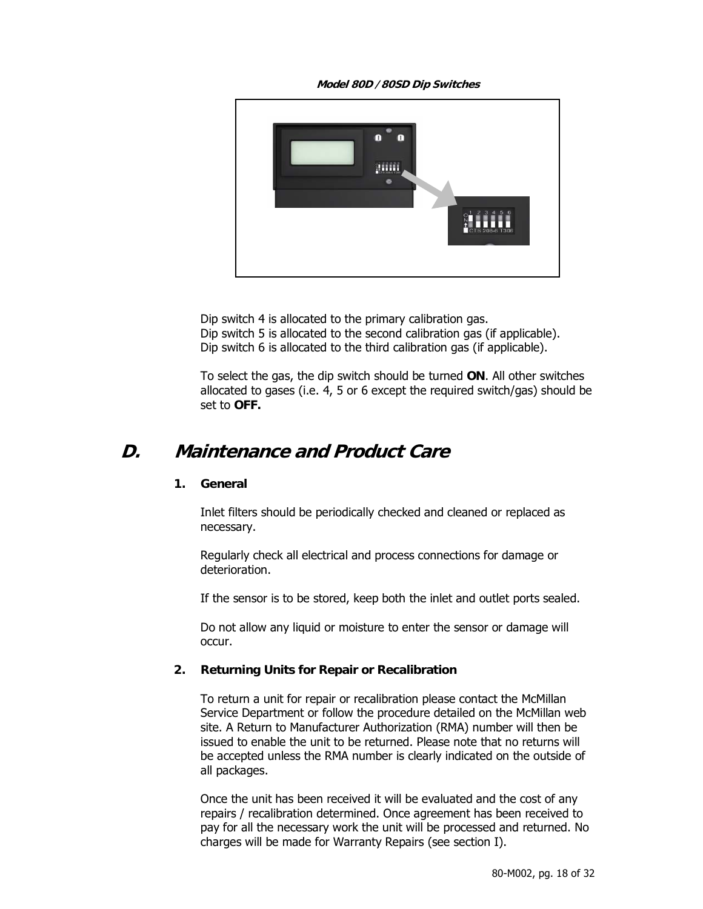*Model 80D / 80SD Dip Switches*

Dip switch 4 is allocated to the primary calibration gas.
Dip switch 5 is allocated to the second calibration gas (if applicable).
Dip switch 6 is allocated to the third calibration gas (if applicable).

To select the gas, the dip switch should be turned **ON**. All other switches allocated to gases (i.e. 4, 5 or 6 except the required switch/gas) should be set to **OFF.**

# D. Maintenance and Product Care

## 1. General

Inlet filters should be periodically checked and cleaned or replaced as necessary.

Regularly check all electrical and process connections for damage or deterioration.

If the sensor is to be stored, keep both the inlet and outlet ports sealed.

Do not allow any liquid or moisture to enter the sensor or damage will occur.

## 2. Returning Units for Repair or Recalibration

To return a unit for repair or recalibration please contact the McMillan Service Department or follow the procedure detailed on the McMillan web site. A Return to Manufacturer Authorization (RMA) number will then be issued to enable the unit to be returned. Please note that no returns will be accepted unless the RMA number is clearly indicated on the outside of all packages.

Once the unit has been received it will be evaluated and the cost of any repairs / recalibration determined. Once agreement has been received to pay for all the necessary work the unit will be processed and returned. No charges will be made for Warranty Repairs (see section I).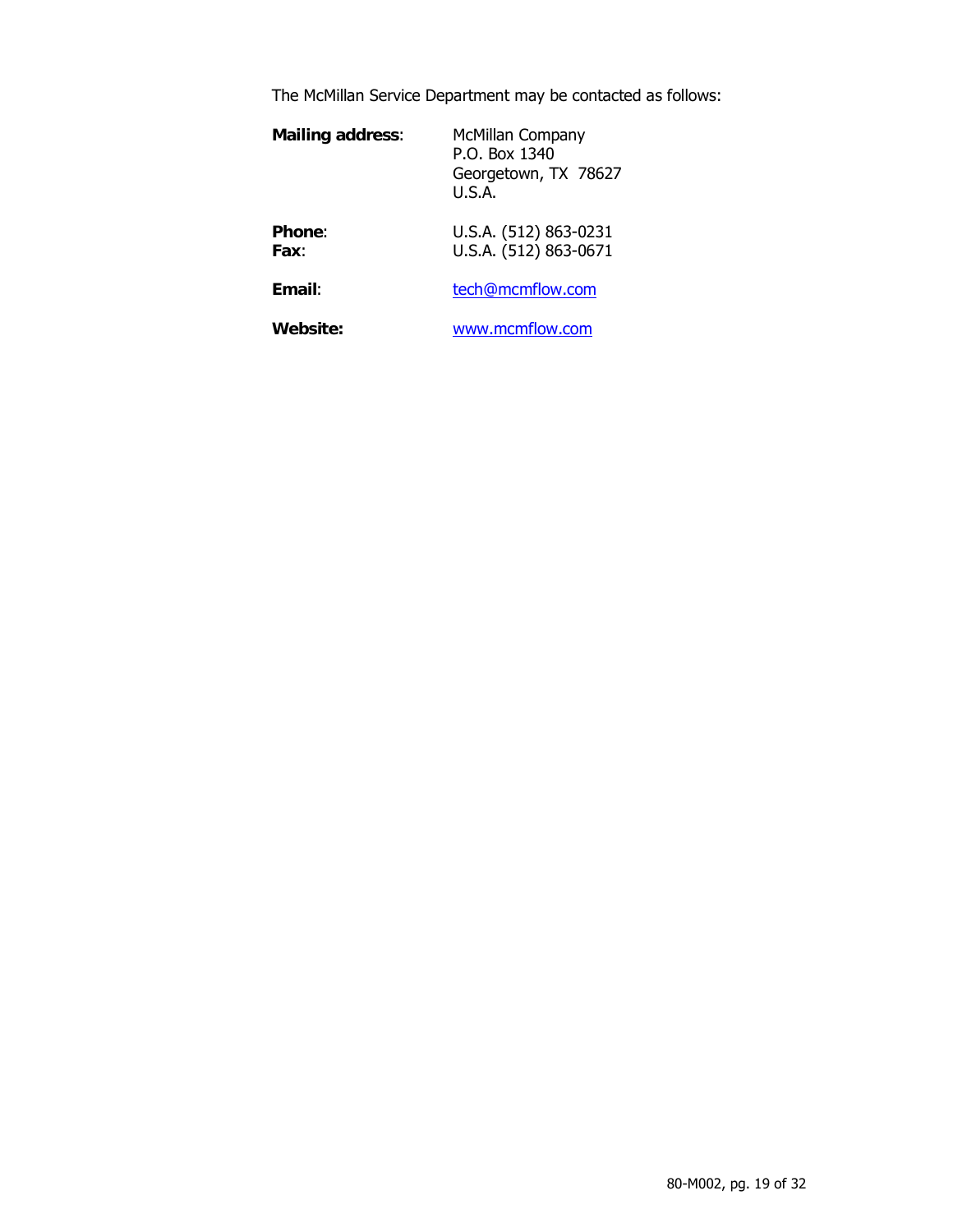The McMillan Service Department may be contacted as follows:

**Mailing address**: McMillan Company
P.O. Box 1340
Georgetown, TX 78627
U.S.A.

**Phone**: U.S.A. (512) 863-0231
**Fax**: U.S.A. (512) 863-0671

**Email**: tech@mcmflow.com

**Website:** www.mcmflow.com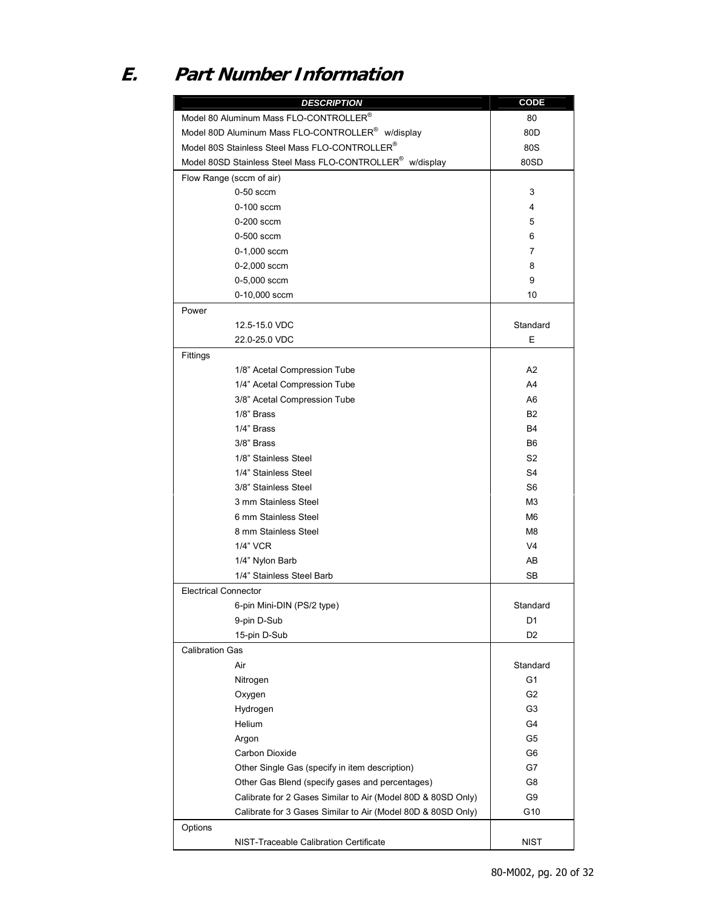# E. Part Number Information

| DESCRIPTION | CODE |
|---|---|
| Model 80 Aluminum Mass FLO-CONTROLLER® | 80 |
| Model 80D Aluminum Mass FLO-CONTROLLER® w/display | 80D |
| Model 80S Stainless Steel Mass FLO-CONTROLLER® | 80S |
| Model 80SD Stainless Steel Mass FLO-CONTROLLER® w/display | 80SD |
| Flow Range (sccm of air) | |
| 0-50 sccm | 3 |
| 0-100 sccm | 4 |
| 0-200 sccm | 5 |
| 0-500 sccm | 6 |
| 0-1,000 sccm | 7 |
| 0-2,000 sccm | 8 |
| 0-5,000 sccm | 9 |
| 0-10,000 sccm | 10 |
| Power | |
| 12.5-15.0 VDC | Standard |
| 22.0-25.0 VDC | E |
| Fittings | |
| 1/8" Acetal Compression Tube | A2 |
| 1/4" Acetal Compression Tube | A4 |
| 3/8" Acetal Compression Tube | A6 |
| 1/8" Brass | B2 |
| 1/4" Brass | B4 |
| 3/8" Brass | B6 |
| 1/8" Stainless Steel | S2 |
| 1/4" Stainless Steel | S4 |
| 3/8" Stainless Steel | S6 |
| 3 mm Stainless Steel | M3 |
| 6 mm Stainless Steel | M6 |
| 8 mm Stainless Steel | M8 |
| 1/4" VCR | V4 |
| 1/4" Nylon Barb | AB |
| 1/4" Stainless Steel Barb | SB |
| Electrical Connector | |
| 6-pin Mini-DIN (PS/2 type) | Standard |
| 9-pin D-Sub | D1 |
| 15-pin D-Sub | D2 |
| Calibration Gas | |
| Air | Standard |
| Nitrogen | G1 |
| Oxygen | G2 |
| Hydrogen | G3 |
| Helium | G4 |
| Argon | G5 |
| Carbon Dioxide | G6 |
| Other Single Gas (specify in item description) | G7 |
| Other Gas Blend (specify gases and percentages) | G8 |
| Calibrate for 2 Gases Similar to Air (Model 80D & 80SD Only) | G9 |
| Calibrate for 3 Gases Similar to Air (Model 80D & 80SD Only) | G10 |
| Options | |
| NIST-Traceable Calibration Certificate | NIST |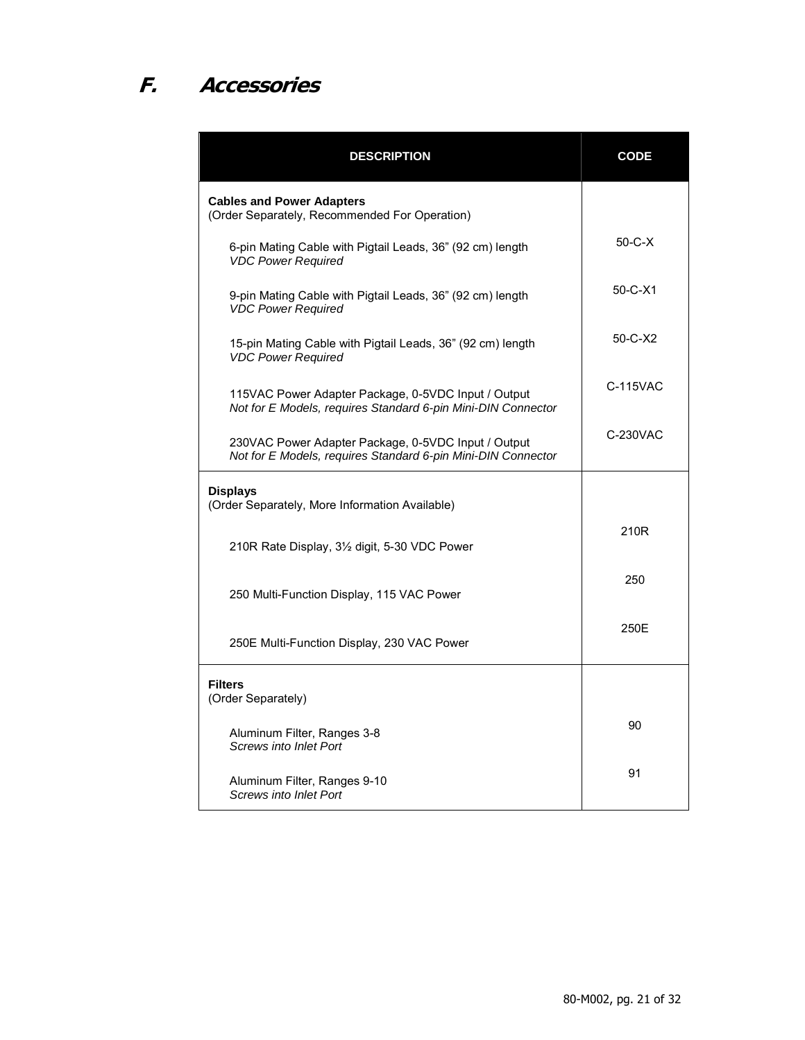## F. Accessories

| DESCRIPTION | CODE |
| --- | --- |
| **Cables and Power Adapters**<br>(Order Separately, Recommended For Operation) | |
| 6-pin Mating Cable with Pigtail Leads, 36" (92 cm) length<br>*VDC Power Required* | 50-C-X |
| 9-pin Mating Cable with Pigtail Leads, 36" (92 cm) length<br>*VDC Power Required* | 50-C-X1 |
| 15-pin Mating Cable with Pigtail Leads, 36" (92 cm) length<br>*VDC Power Required* | 50-C-X2 |
| 115VAC Power Adapter Package, 0-5VDC Input / Output<br>*Not for E Models, requires Standard 6-pin Mini-DIN Connector* | C-115VAC |
| 230VAC Power Adapter Package, 0-5VDC Input / Output<br>*Not for E Models, requires Standard 6-pin Mini-DIN Connector* | C-230VAC |
| **Displays**<br>(Order Separately, More Information Available) | |
| 210R Rate Display, 3½ digit, 5-30 VDC Power | 210R |
| 250 Multi-Function Display, 115 VAC Power | 250 |
| 250E Multi-Function Display, 230 VAC Power | 250E |
| **Filters**<br>(Order Separately) | |
| Aluminum Filter, Ranges 3-8<br>*Screws into Inlet Port* | 90 |
| Aluminum Filter, Ranges 9-10<br>*Screws into Inlet Port* | 91 |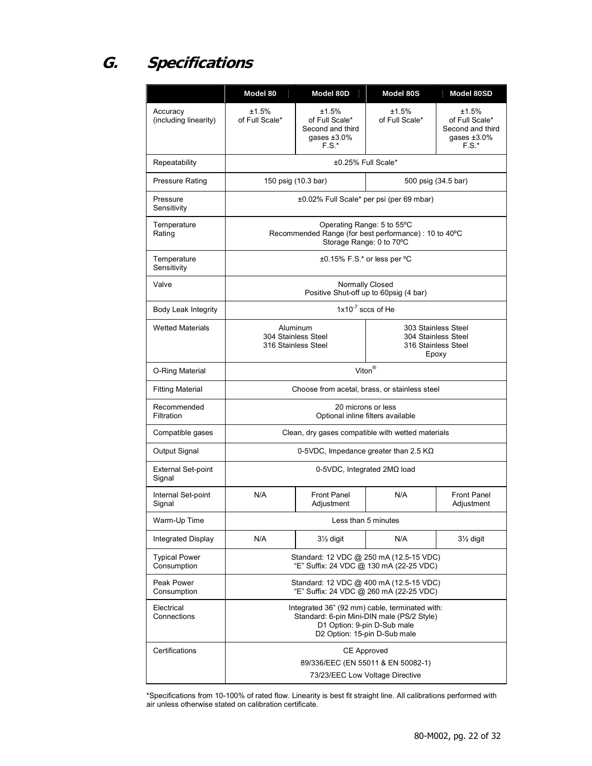## G. Specifications

| | Model 80 | Model 80D | Model 80S | Model 80SD |
|---|---|---|---|---|
| Accuracy (including linearity) | ±1.5% of Full Scale* | ±1.5% of Full Scale* Second and third gases ±3.0% F.S.* | ±1.5% of Full Scale* | ±1.5% of Full Scale* Second and third gases ±3.0% F.S.* |
| Repeatability | ±0.25% Full Scale* | | | |
| Pressure Rating | 150 psig (10.3 bar) | | 500 psig (34.5 bar) | |
| Pressure Sensitivity | ±0.02% Full Scale* per psi (per 69 mbar) | | | |
| Temperature Rating | Operating Range: 5 to 55ºC<br>Recommended Range (for best performance) : 10 to 40ºC<br>Storage Range: 0 to 70ºC | | | |
| Temperature Sensitivity | ±0.15% F.S.* or less per ºC | | | |
| Valve | Normally Closed<br>Positive Shut-off up to 60psig (4 bar) | | | |
| Body Leak Integrity | $1x10^{-7}$ sccs of He | | | |
| Wetted Materials | Aluminum<br>304 Stainless Steel<br>316 Stainless Steel | | 303 Stainless Steel<br>304 Stainless Steel<br>316 Stainless Steel<br>Epoxy | |
| O-Ring Material | Viton® | | | |
| Fitting Material | Choose from acetal, brass, or stainless steel | | | |
| Recommended Filtration | 20 microns or less<br>Optional inline filters available | | | |
| Compatible gases | Clean, dry gases compatible with wetted materials | | | |
| Output Signal | 0-5VDC, Impedance greater than 2.5 KΩ | | | |
| External Set-point Signal | 0-5VDC, Integrated 2MΩ load | | | |
| Internal Set-point Signal | N/A | Front Panel Adjustment | N/A | Front Panel Adjustment |
| Warm-Up Time | Less than 5 minutes | | | |
| Integrated Display | N/A | 3½ digit | N/A | 3½ digit |
| Typical Power Consumption | Standard: 12 VDC @ 250 mA (12.5-15 VDC)<br>"E" Suffix: 24 VDC @ 130 mA (22-25 VDC) | | | |
| Peak Power Consumption | Standard: 12 VDC @ 400 mA (12.5-15 VDC)<br>"E" Suffix: 24 VDC @ 260 mA (22-25 VDC) | | | |
| Electrical Connections | Integrated 36" (92 mm) cable, terminated with:<br>Standard: 6-pin Mini-DIN male (PS/2 Style)<br>D1 Option: 9-pin D-Sub male<br>D2 Option: 15-pin D-Sub male | | | |
| Certifications | CE Approved<br>89/336/EEC (EN 55011 & EN 50082-1)<br>73/23/EEC Low Voltage Directive | | | |

*Specifications from 10-100% of rated flow. Linearity is best fit straight line. All calibrations performed with air unless otherwise stated on calibration certificate.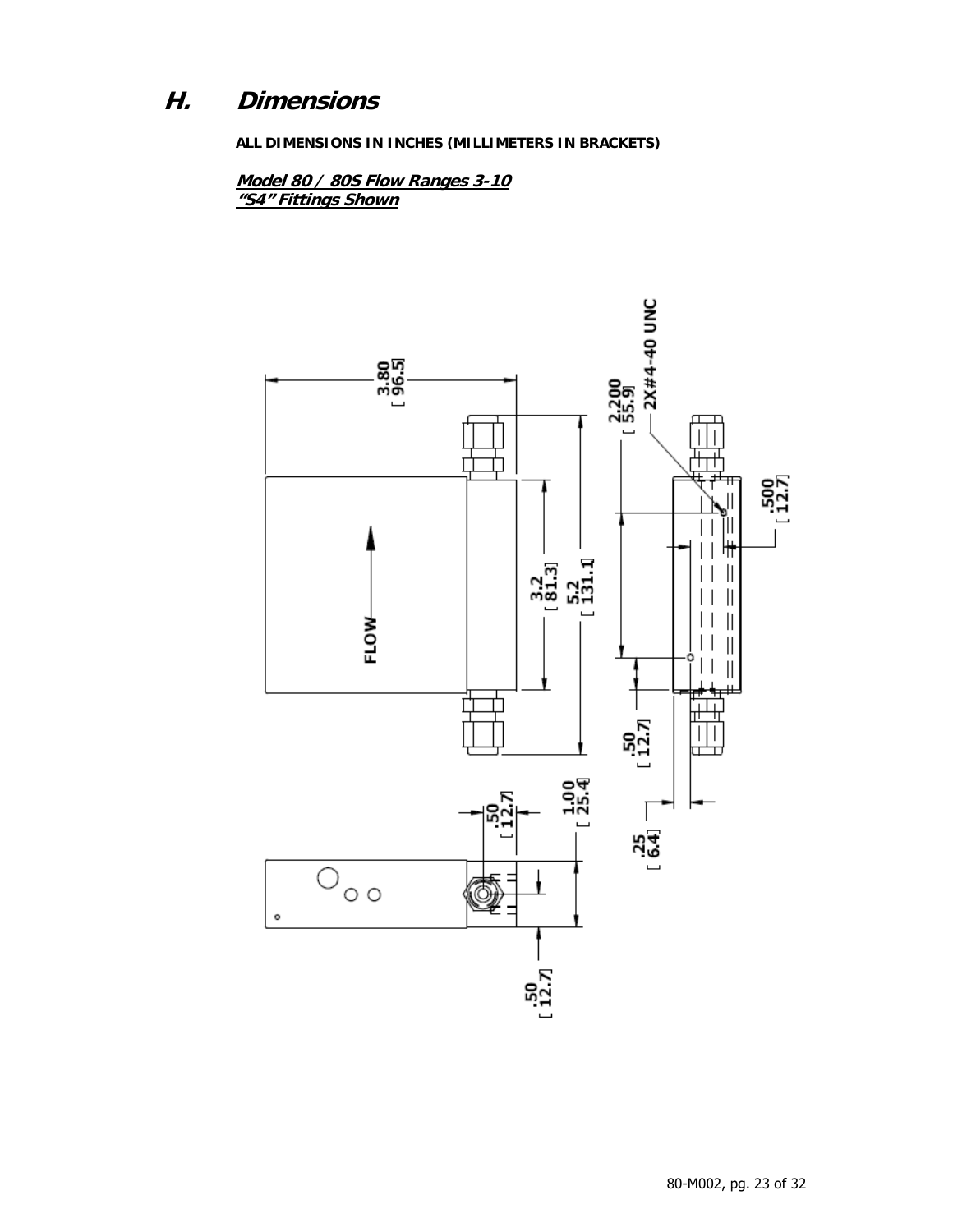## H. Dimensions

**ALL DIMENSIONS IN INCHES (MILLIMETERS IN BRACKETS)**

***Model 80 / 80S Flow Ranges 3-10***
***"S4" Fittings Shown***

3.80 [ 96.5]

2.200 [ 55.9]

2X#4-40 UNC

.500 [ 12.7]

3.2 [ 81.3]

5.2 [ 131.1]

FLOW

.50 [ 12.7]

.25 [ 6.4]

.50 [ 12.7]

1.00 [ 25.4]

.50 [ 12.7]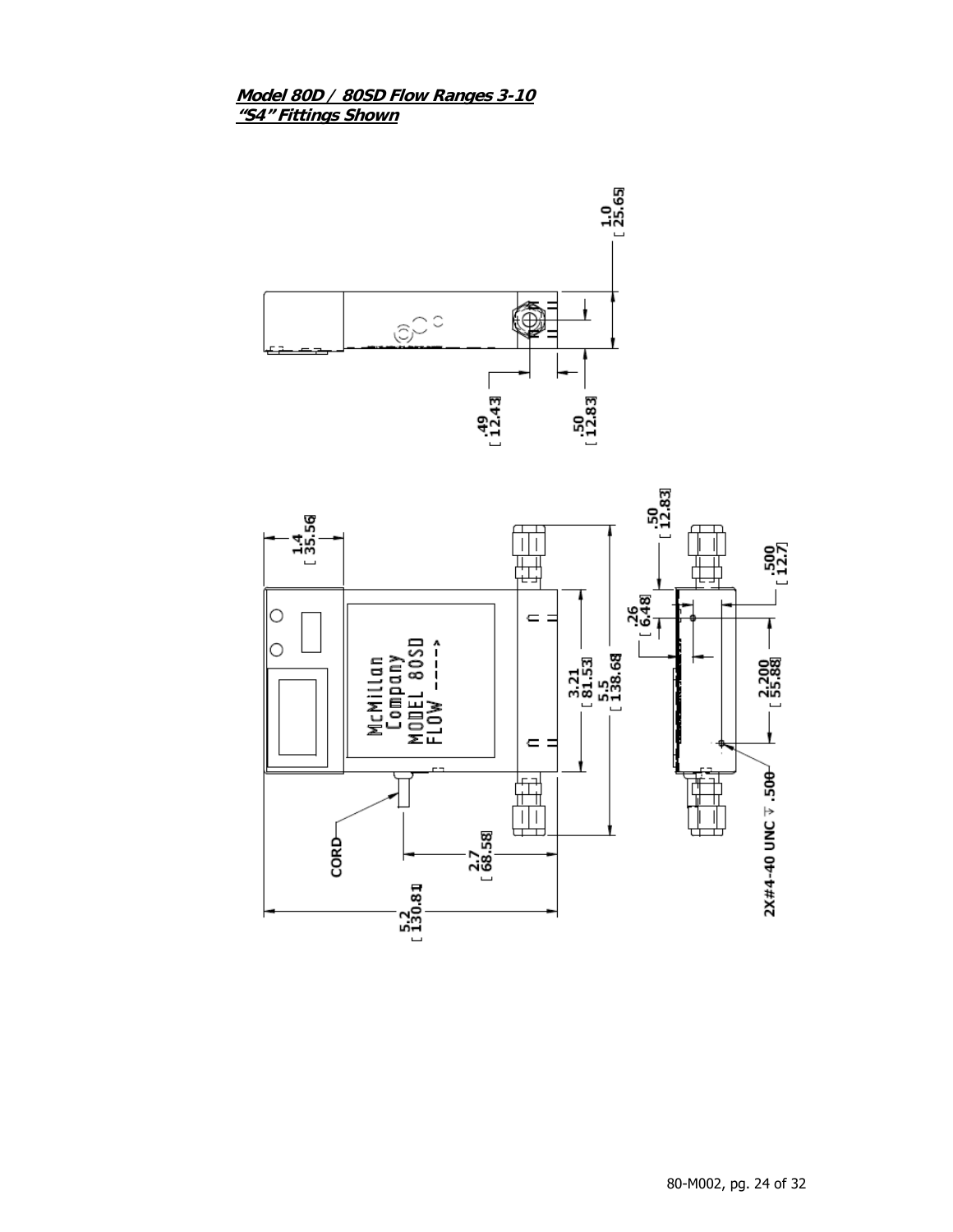***Model 80D / 80SD Flow Ranges 3-10***
***"S4" Fittings Shown***

1.0 [ 25.65]

.49 [ 12.43]

.50 [ 12.83]

1.4 [ 35.56]

McMillan
Company
MODEL 80SD
FLOW ---->

3.21 [ 81.53]

5.5 [ 138.68]

.50 [ 12.83]

.26 [ 6.48]

.500 [ 12.7]

2.200 [ 55.88]

CORD

2.7 [ 68.58]

5.2 [ 130.81]

2X#4-40 UNC ↧ .500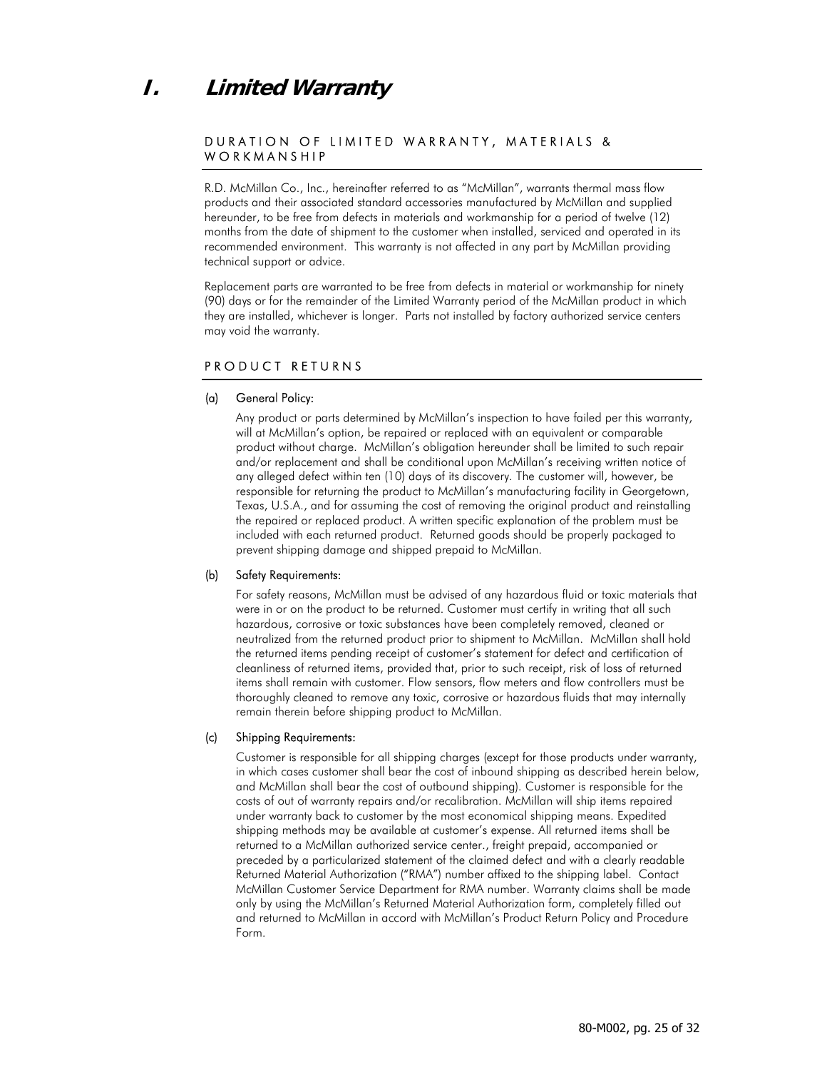# I. Limited Warranty

## DURATION OF LIMITED WARRANTY, MATERIALS & WORKMANSHIP

R.D. McMillan Co., Inc., hereinafter referred to as "McMillan", warrants thermal mass flow products and their associated standard accessories manufactured by McMillan and supplied hereunder, to be free from defects in materials and workmanship for a period of twelve (12) months from the date of shipment to the customer when installed, serviced and operated in its recommended environment. This warranty is not affected in any part by McMillan providing technical support or advice.

Replacement parts are warranted to be free from defects in material or workmanship for ninety (90) days or for the remainder of the Limited Warranty period of the McMillan product in which they are installed, whichever is longer. Parts not installed by factory authorized service centers may void the warranty.

## PRODUCT RETURNS

**(a) General Policy:**

Any product or parts determined by McMillan's inspection to have failed per this warranty, will at McMillan's option, be repaired or replaced with an equivalent or comparable product without charge. McMillan's obligation hereunder shall be limited to such repair and/or replacement and shall be conditional upon McMillan's receiving written notice of any alleged defect within ten (10) days of its discovery. The customer will, however, be responsible for returning the product to McMillan's manufacturing facility in Georgetown, Texas, U.S.A., and for assuming the cost of removing the original product and reinstalling the repaired or replaced product. A written specific explanation of the problem must be included with each returned product. Returned goods should be properly packaged to prevent shipping damage and shipped prepaid to McMillan.

**(b) Safety Requirements:**

For safety reasons, McMillan must be advised of any hazardous fluid or toxic materials that were in or on the product to be returned. Customer must certify in writing that all such hazardous, corrosive or toxic substances have been completely removed, cleaned or neutralized from the returned product prior to shipment to McMillan. McMillan shall hold the returned items pending receipt of customer's statement for defect and certification of cleanliness of returned items, provided that, prior to such receipt, risk of loss of returned items shall remain with customer. Flow sensors, flow meters and flow controllers must be thoroughly cleaned to remove any toxic, corrosive or hazardous fluids that may internally remain therein before shipping product to McMillan.

**(c) Shipping Requirements:**

Customer is responsible for all shipping charges (except for those products under warranty, in which cases customer shall bear the cost of inbound shipping as described herein below, and McMillan shall bear the cost of outbound shipping). Customer is responsible for the costs of out of warranty repairs and/or recalibration. McMillan will ship items repaired under warranty back to customer by the most economical shipping means. Expedited shipping methods may be available at customer's expense. All returned items shall be returned to a McMillan authorized service center., freight prepaid, accompanied or preceded by a particularized statement of the claimed defect and with a clearly readable Returned Material Authorization ("RMA") number affixed to the shipping label. Contact McMillan Customer Service Department for RMA number. Warranty claims shall be made only by using the McMillan's Returned Material Authorization form, completely filled out and returned to McMillan in accord with McMillan's Product Return Policy and Procedure Form.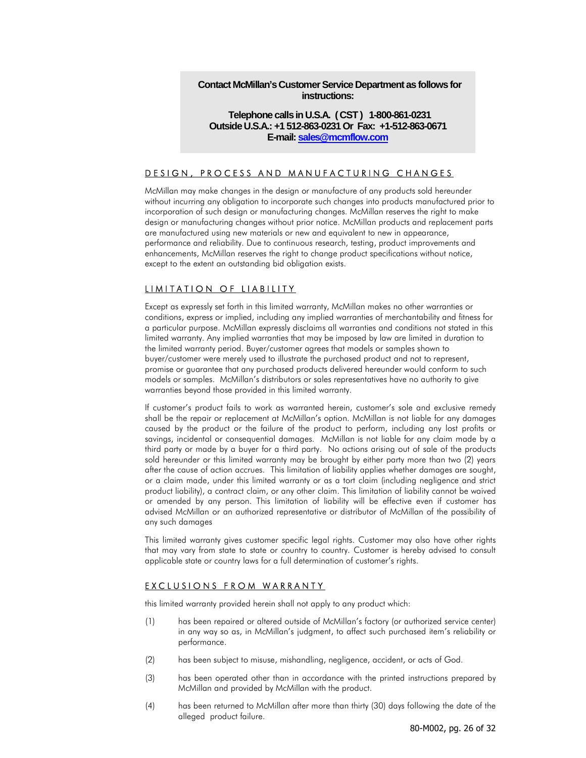**Contact McMillan's Customer Service Department as follows for instructions:**

**Telephone calls in U.S.A. ( CST ) 1-800-861-0231**
**Outside U.S.A.: +1 512-863-0231 Or Fax: +1-512-863-0671**
**E-mail: sales@mcmflow.com**

## DESIGN, PROCESS AND MANUFACTURING CHANGES

McMillan may make changes in the design or manufacture of any products sold hereunder without incurring any obligation to incorporate such changes into products manufactured prior to incorporation of such design or manufacturing changes. McMillan reserves the right to make design or manufacturing changes without prior notice. McMillan products and replacement parts are manufactured using new materials or new and equivalent to new in appearance, performance and reliability. Due to continuous research, testing, product improvements and enhancements, McMillan reserves the right to change product specifications without notice, except to the extent an outstanding bid obligation exists.

## LIMITATION OF LIABILITY

Except as expressly set forth in this limited warranty, McMillan makes no other warranties or conditions, express or implied, including any implied warranties of merchantability and fitness for a particular purpose. McMillan expressly disclaims all warranties and conditions not stated in this limited warranty. Any implied warranties that may be imposed by law are limited in duration to the limited warranty period. Buyer/customer agrees that models or samples shown to buyer/customer were merely used to illustrate the purchased product and not to represent, promise or guarantee that any purchased products delivered hereunder would conform to such models or samples. McMillan's distributors or sales representatives have no authority to give warranties beyond those provided in this limited warranty.

If customer's product fails to work as warranted herein, customer's sole and exclusive remedy shall be the repair or replacement at McMillan's option. McMillan is not liable for any damages caused by the product or the failure of the product to perform, including any lost profits or savings, incidental or consequential damages. McMillan is not liable for any claim made by a third party or made by a buyer for a third party. No actions arising out of sale of the products sold hereunder or this limited warranty may be brought by either party more than two (2) years after the cause of action accrues. This limitation of liability applies whether damages are sought, or a claim made, under this limited warranty or as a tort claim (including negligence and strict product liability), a contract claim, or any other claim. This limitation of liability cannot be waived or amended by any person. This limitation of liability will be effective even if customer has advised McMillan or an authorized representative or distributor of McMillan of the possibility of any such damages

This limited warranty gives customer specific legal rights. Customer may also have other rights that may vary from state to state or country to country. Customer is hereby advised to consult applicable state or country laws for a full determination of customer's rights.

## EXCLUSIONS FROM WARRANTY

this limited warranty provided herein shall not apply to any product which:

(1) has been repaired or altered outside of McMillan's factory (or authorized service center) in any way so as, in McMillan's judgment, to affect such purchased item's reliability or performance.

(2) has been subject to misuse, mishandling, negligence, accident, or acts of God.

(3) has been operated other than in accordance with the printed instructions prepared by McMillan and provided by McMillan with the product.

(4) has been returned to McMillan after more than thirty (30) days following the date of the alleged product failure.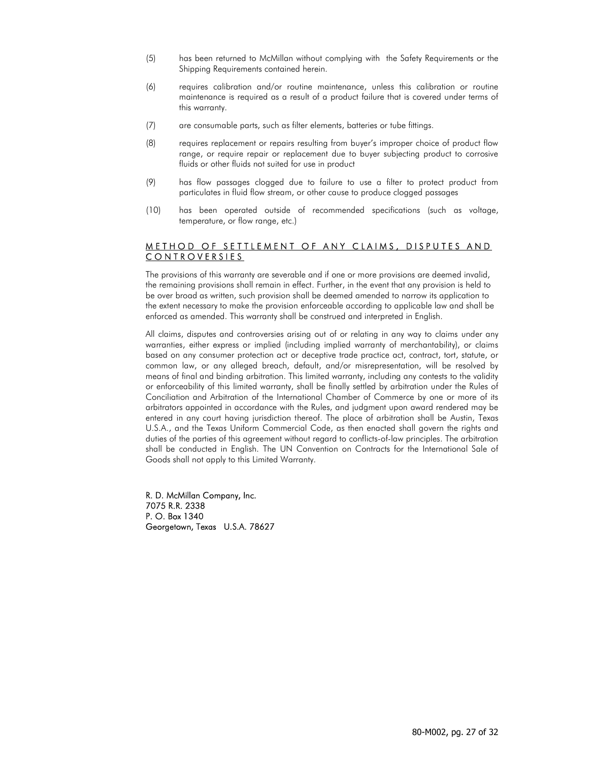(5) has been returned to McMillan without complying with the Safety Requirements or the Shipping Requirements contained herein.

(6) requires calibration and/or routine maintenance, unless this calibration or routine maintenance is required as a result of a product failure that is covered under terms of this warranty.

(7) are consumable parts, such as filter elements, batteries or tube fittings.

(8) requires replacement or repairs resulting from buyer's improper choice of product flow range, or require repair or replacement due to buyer subjecting product to corrosive fluids or other fluids not suited for use in product

(9) has flow passages clogged due to failure to use a filter to protect product from particulates in fluid flow stream, or other cause to produce clogged passages

(10) has been operated outside of recommended specifications (such as voltage, temperature, or flow range, etc.)

## METHOD OF SETTLEMENT OF ANY CLAIMS, DISPUTES AND CONTROVERSIES

The provisions of this warranty are severable and if one or more provisions are deemed invalid, the remaining provisions shall remain in effect. Further, in the event that any provision is held to be over broad as written, such provision shall be deemed amended to narrow its application to the extent necessary to make the provision enforceable according to applicable law and shall be enforced as amended. This warranty shall be construed and interpreted in English.

All claims, disputes and controversies arising out of or relating in any way to claims under any warranties, either express or implied (including implied warranty of merchantability), or claims based on any consumer protection act or deceptive trade practice act, contract, tort, statute, or common law, or any alleged breach, default, and/or misrepresentation, will be resolved by means of final and binding arbitration. This limited warranty, including any contests to the validity or enforceability of this limited warranty, shall be finally settled by arbitration under the Rules of Conciliation and Arbitration of the International Chamber of Commerce by one or more of its arbitrators appointed in accordance with the Rules, and judgment upon award rendered may be entered in any court having jurisdiction thereof. The place of arbitration shall be Austin, Texas U.S.A., and the Texas Uniform Commercial Code, as then enacted shall govern the rights and duties of the parties of this agreement without regard to conflicts-of-law principles. The arbitration shall be conducted in English. The UN Convention on Contracts for the International Sale of Goods shall not apply to this Limited Warranty.

R. D. McMillan Company, Inc.
7075 R.R. 2338
P. O. Box 1340
Georgetown, Texas U.S.A. 78627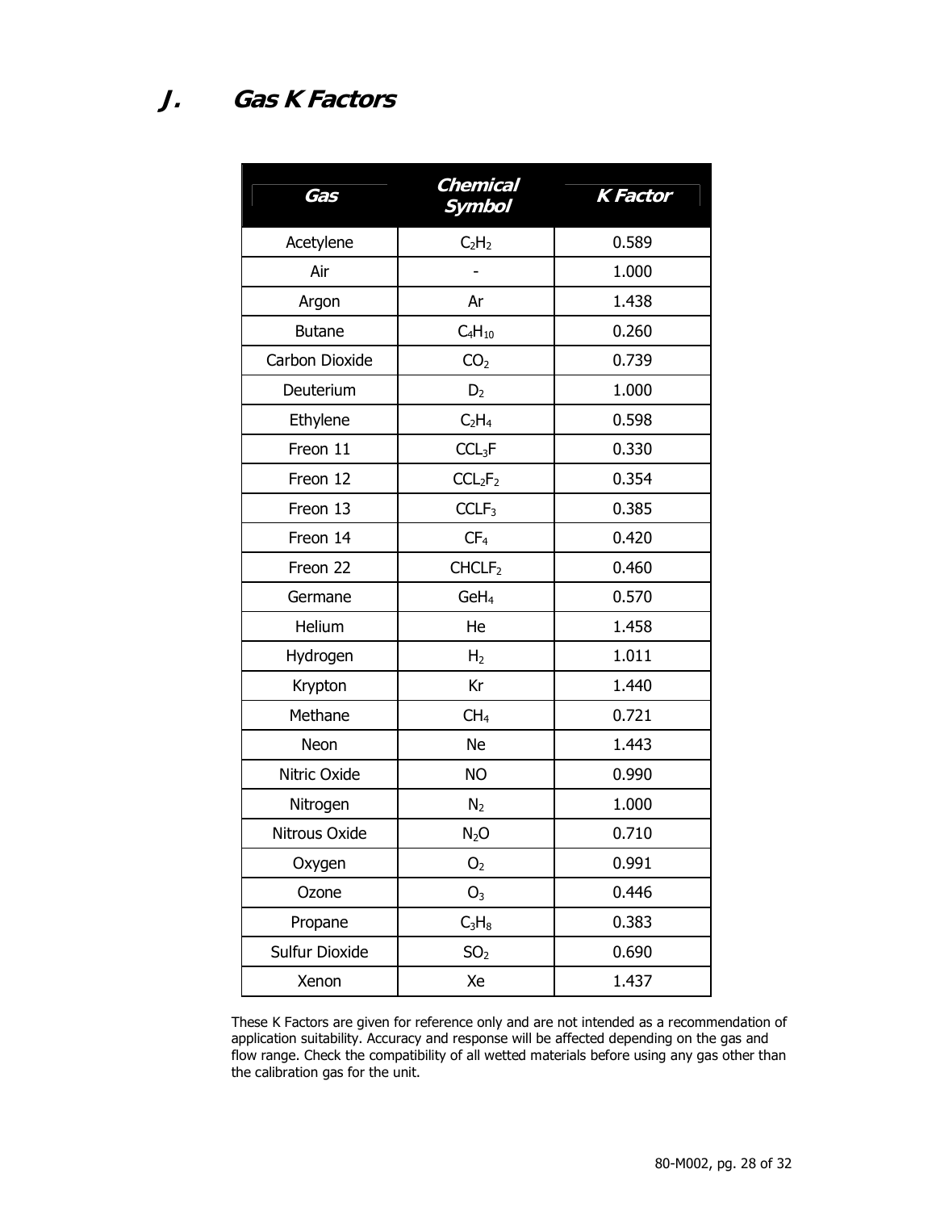## J. Gas K Factors

| Gas | Chemical Symbol | K Factor |
|---|---|---|
| Acetylene | $C_2H_2$ | 0.589 |
| Air | - | 1.000 |
| Argon | Ar | 1.438 |
| Butane | $C_4H_{10}$ | 0.260 |
| Carbon Dioxide | $CO_2$ | 0.739 |
| Deuterium | $D_2$ | 1.000 |
| Ethylene | $C_2H_4$ | 0.598 |
| Freon 11 | $CCL_3F$ | 0.330 |
| Freon 12 | $CCL_2F_2$ | 0.354 |
| Freon 13 | $CCLF_3$ | 0.385 |
| Freon 14 | $CF_4$ | 0.420 |
| Freon 22 | $CHCLF_2$ | 0.460 |
| Germane | $GeH_4$ | 0.570 |
| Helium | He | 1.458 |
| Hydrogen | $H_2$ | 1.011 |
| Krypton | Kr | 1.440 |
| Methane | $CH_4$ | 0.721 |
| Neon | Ne | 1.443 |
| Nitric Oxide | NO | 0.990 |
| Nitrogen | $N_2$ | 1.000 |
| Nitrous Oxide | $N_2O$ | 0.710 |
| Oxygen | $O_2$ | 0.991 |
| Ozone | $O_3$ | 0.446 |
| Propane | $C_3H_8$ | 0.383 |
| Sulfur Dioxide | $SO_2$ | 0.690 |
| Xenon | Xe | 1.437 |

These K Factors are given for reference only and are not intended as a recommendation of application suitability. Accuracy and response will be affected depending on the gas and flow range. Check the compatibility of all wetted materials before using any gas other than the calibration gas for the unit.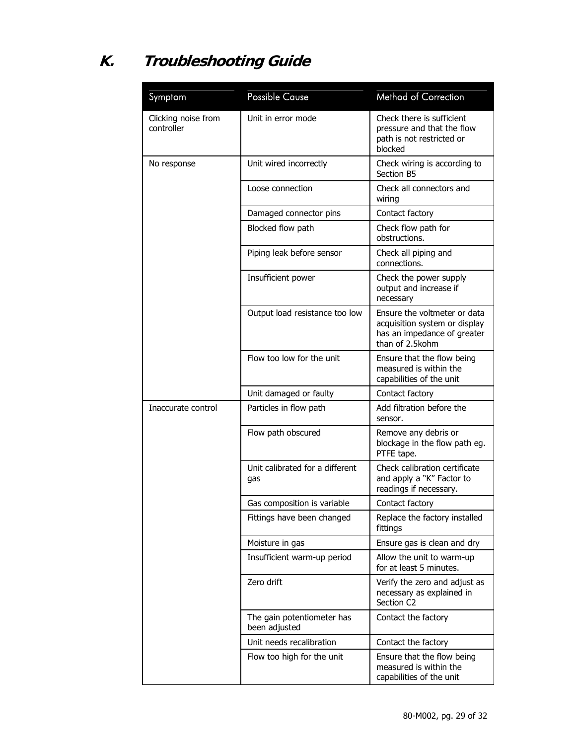# K. Troubleshooting Guide

| Symptom | Possible Cause | Method of Correction |
|---|---|---|
| Clicking noise from controller | Unit in error mode | Check there is sufficient pressure and that the flow path is not restricted or blocked |
| No response | Unit wired incorrectly | Check wiring is according to Section B5 |
| | Loose connection | Check all connectors and wiring |
| | Damaged connector pins | Contact factory |
| | Blocked flow path | Check flow path for obstructions. |
| | Piping leak before sensor | Check all piping and connections. |
| | Insufficient power | Check the power supply output and increase if necessary |
| | Output load resistance too low | Ensure the voltmeter or data acquisition system or display has an impedance of greater than of 2.5kohm |
| | Flow too low for the unit | Ensure that the flow being measured is within the capabilities of the unit |
| | Unit damaged or faulty | Contact factory |
| Inaccurate control | Particles in flow path | Add filtration before the sensor. |
| | Flow path obscured | Remove any debris or blockage in the flow path eg. PTFE tape. |
| | Unit calibrated for a different gas | Check calibration certificate and apply a "K" Factor to readings if necessary. |
| | Gas composition is variable | Contact factory |
| | Fittings have been changed | Replace the factory installed fittings |
| | Moisture in gas | Ensure gas is clean and dry |
| | Insufficient warm-up period | Allow the unit to warm-up for at least 5 minutes. |
| | Zero drift | Verify the zero and adjust as necessary as explained in Section C2 |
| | The gain potentiometer has been adjusted | Contact the factory |
| | Unit needs recalibration | Contact the factory |
| | Flow too high for the unit | Ensure that the flow being measured is within the capabilities of the unit |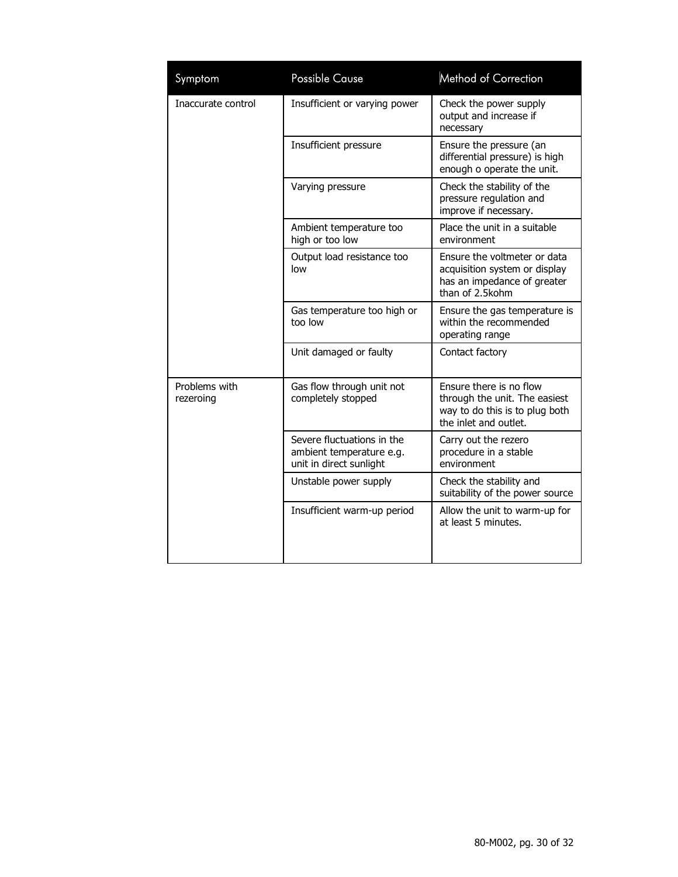| Symptom | Possible Cause | Method of Correction |
| --- | --- | --- |
| Inaccurate control | Insufficient or varying power | Check the power supply output and increase if necessary |
| | Insufficient pressure | Ensure the pressure (an differential pressure) is high enough o operate the unit. |
| | Varying pressure | Check the stability of the pressure regulation and improve if necessary. |
| | Ambient temperature too high or too low | Place the unit in a suitable environment |
| | Output load resistance too low | Ensure the voltmeter or data acquisition system or display has an impedance of greater than of 2.5kohm |
| | Gas temperature too high or too low | Ensure the gas temperature is within the recommended operating range |
| | Unit damaged or faulty | Contact factory |
| Problems with rezeroing | Gas flow through unit not completely stopped | Ensure there is no flow through the unit. The easiest way to do this is to plug both the inlet and outlet. |
| | Severe fluctuations in the ambient temperature e.g. unit in direct sunlight | Carry out the rezero procedure in a stable environment |
| | Unstable power supply | Check the stability and suitability of the power source |
| | Insufficient warm-up period | Allow the unit to warm-up for at least 5 minutes. |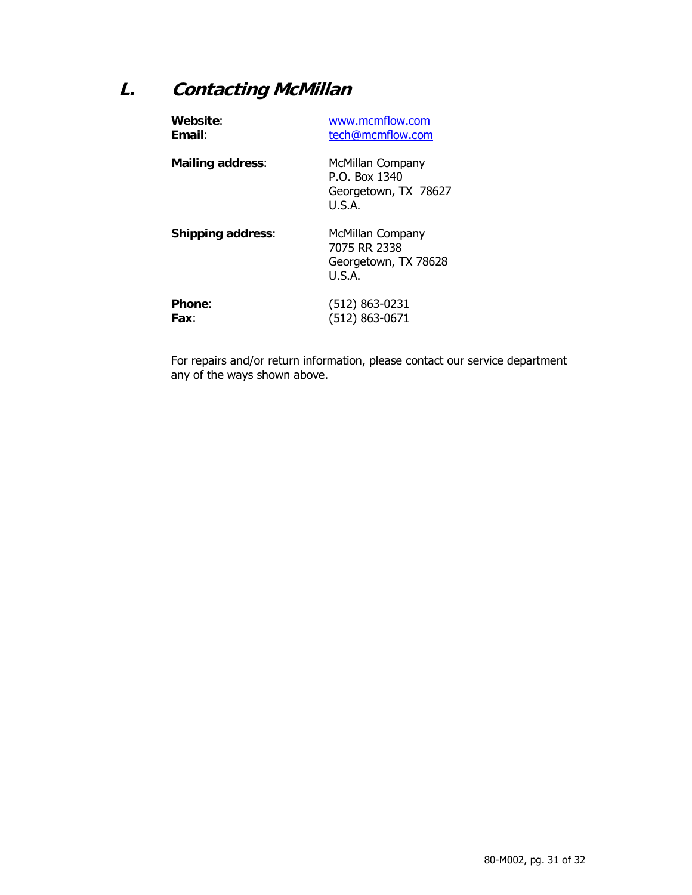## L. Contacting McMillan

**Website**: www.mcmflow.com
**Email**: tech@mcmflow.com

**Mailing address**:
McMillan Company
P.O. Box 1340
Georgetown, TX 78627
U.S.A.

**Shipping address**:
McMillan Company
7075 RR 2338
Georgetown, TX 78628
U.S.A.

**Phone**: (512) 863-0231
**Fax**: (512) 863-0671

For repairs and/or return information, please contact our service department any of the ways shown above.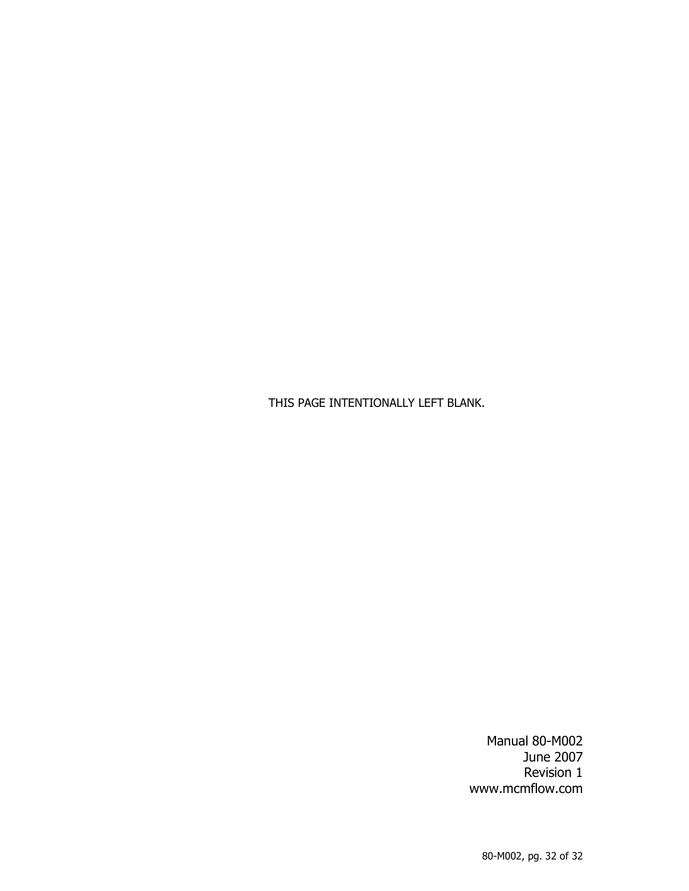THIS PAGE INTENTIONALLY LEFT BLANK.

Manual 80-M002
June 2007
Revision 1
www.mcmflow.com